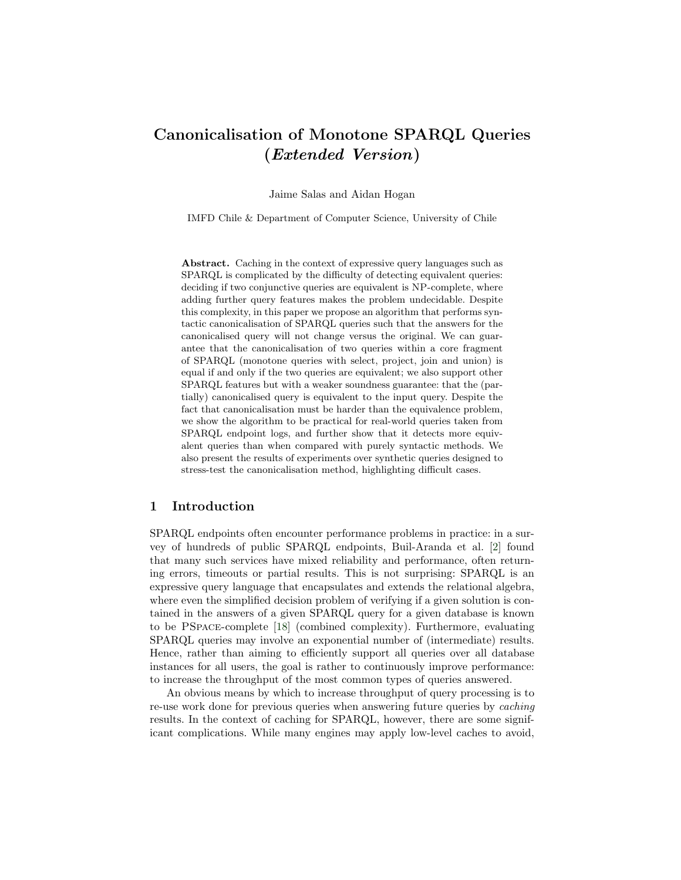# Canonicalisation of Monotone SPARQL Queries (*Extended Version*)

Jaime Salas and Aidan Hogan

IMFD Chile & Department of Computer Science, University of Chile

**Abstract.** Caching in the context of expressive query languages such as SPARQL is complicated by the difficulty of detecting equivalent queries: deciding if two conjunctive queries are equivalent is NP-complete, where adding further query features makes the problem undecidable. Despite this complexity, in this paper we propose an algorithm that performs syntactic canonicalisation of SPARQL queries such that the answers for the canonicalised query will not change versus the original. We can guarantee that the canonicalisation of two queries within a core fragment of SPARQL (monotone queries with select, project, join and union) is equal if and only if the two queries are equivalent; we also support other SPARQL features but with a weaker soundness guarantee: that the (partially) canonicalised query is equivalent to the input query. Despite the fact that canonicalisation must be harder than the equivalence problem, we show the algorithm to be practical for real-world queries taken from SPARQL endpoint logs, and further show that it detects more equivalent queries than when compared with purely syntactic methods. We also present the results of experiments over synthetic queries designed to stress-test the canonicalisation method, highlighting difficult cases.

## 1 Introduction

SPARQL endpoints often encounter performance problems in practice: in a survey of hundreds of public SPARQL endpoints, Buil-Aranda et al. [2] found that many such services have mixed reliability and performance, often returning errors, timeouts or partial results. This is not surprising: SPARQL is an expressive query language that encapsulates and extends the relational algebra, where even the simplified decision problem of verifying if a given solution is contained in the answers of a given SPARQL query for a given database is known to be PSpace-complete [18] (combined complexity). Furthermore, evaluating SPARQL queries may involve an exponential number of (intermediate) results. Hence, rather than aiming to efficiently support all queries over all database instances for all users, the goal is rather to continuously improve performance: to increase the throughput of the most common types of queries answered.

An obvious means by which to increase throughput of query processing is to re-use work done for previous queries when answering future queries by *caching* results. In the context of caching for SPARQL, however, there are some significant complications. While many engines may apply low-level caches to avoid,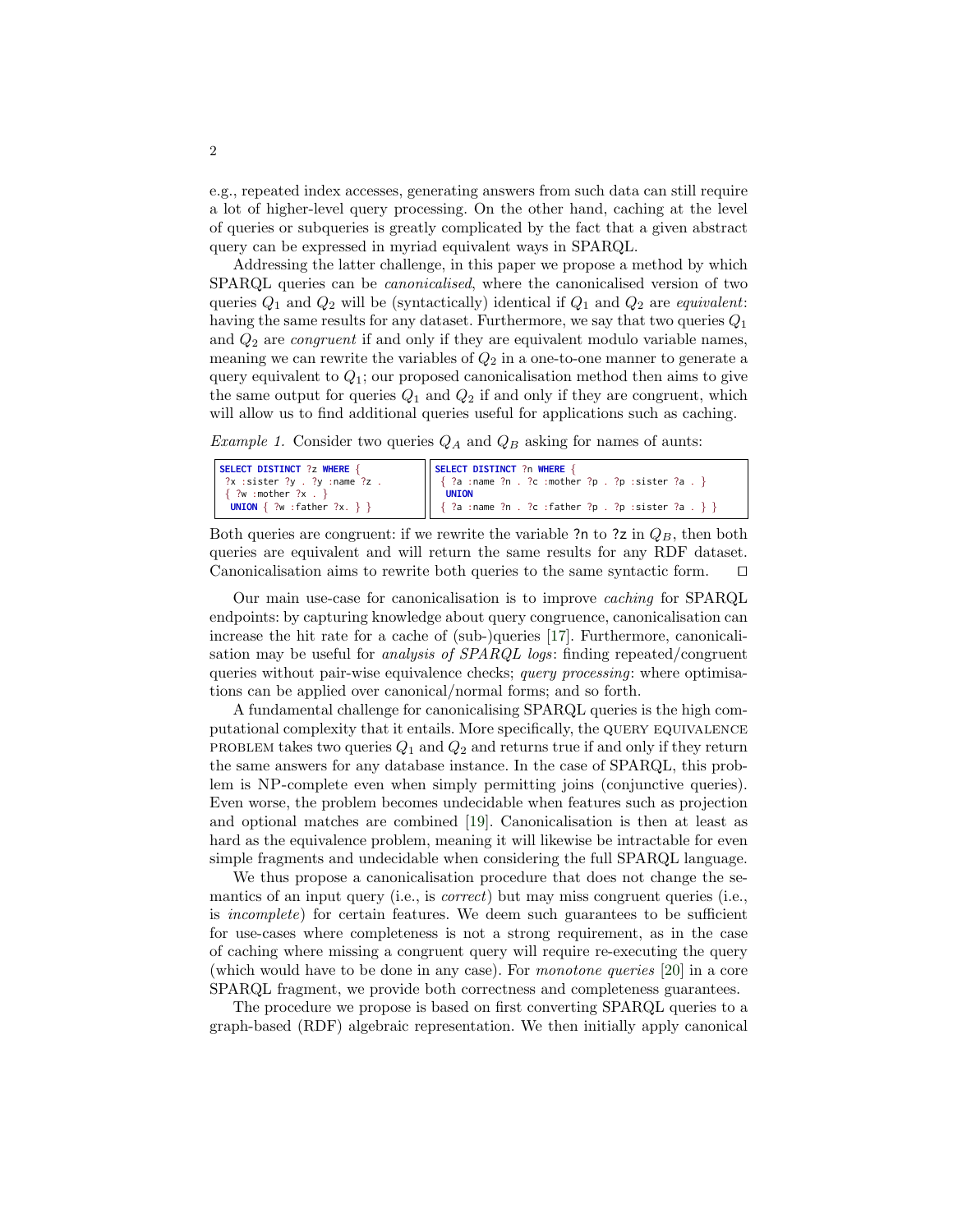e.g., repeated index accesses, generating answers from such data can still require a lot of higher-level query processing. On the other hand, caching at the level of queries or subqueries is greatly complicated by the fact that a given abstract query can be expressed in myriad equivalent ways in SPARQL.

Addressing the latter challenge, in this paper we propose a method by which SPARQL queries can be *canonicalised*, where the canonicalised version of two queries $Q_1$ and $Q_2$ will be (syntactically) identical if $Q_1$ and $Q_2$ are *equivalent*: having the same results for any dataset. Furthermore, we say that two queries $Q_1$ and $Q_2$ are *congruent* if and only if they are equivalent modulo variable names, meaning we can rewrite the variables of $Q_2$ in a one-to-one manner to generate a query equivalent to $Q_1$; our proposed canonicalisation method then aims to give the same output for queries $Q_1$ and $Q_2$ if and only if they are congruent, which will allow us to find additional queries useful for applications such as caching.

*Example 1.* Consider two queries $Q_A$ and $Q_B$ asking for names of aunts:

```
SELECT DISTINCT ?z WHERE {
 ?x :sister ?y . ?y :name ?z .
 { ?w :mother ?x . }
  UNION { ?w :father ?x. } }
```

```
SELECT DISTINCT ?n WHERE {
 { ?a :name ?n . ?c :mother ?p . ?p :sister ?a . }
  UNION
 { ?a :name ?n . ?c :father ?p . ?p :sister ?a . } }
```

Both queries are congruent: if we rewrite the variable ?n to ?z in $Q_B$, then both queries are equivalent and will return the same results for any RDF dataset. Canonicalisation aims to rewrite both queries to the same syntactic form. □

Our main use-case for canonicalisation is to improve *caching* for SPARQL endpoints: by capturing knowledge about query congruence, canonicalisation can increase the hit rate for a cache of (sub-)queries [17]. Furthermore, canonicalisation may be useful for *analysis of SPARQL logs*: finding repeated/congruent queries without pair-wise equivalence checks; *query processing*: where optimisations can be applied over canonical/normal forms; and so forth.

A fundamental challenge for canonicalising SPARQL queries is the high computational complexity that it entails. More specifically, the QUERY EQUIVALENCE PROBLEM takes two queries $Q_1$ and $Q_2$ and returns true if and only if they return the same answers for any database instance. In the case of SPARQL, this problem is NP-complete even when simply permitting joins (conjunctive queries). Even worse, the problem becomes undecidable when features such as projection and optional matches are combined [19]. Canonicalisation is then at least as hard as the equivalence problem, meaning it will likewise be intractable for even simple fragments and undecidable when considering the full SPARQL language.

We thus propose a canonicalisation procedure that does not change the semantics of an input query (i.e., is *correct*) but may miss congruent queries (i.e., is *incomplete*) for certain features. We deem such guarantees to be sufficient for use-cases where completeness is not a strong requirement, as in the case of caching where missing a congruent query will require re-executing the query (which would have to be done in any case). For *monotone queries* [20] in a core SPARQL fragment, we provide both correctness and completeness guarantees.

The procedure we propose is based on first converting SPARQL queries to a graph-based (RDF) algebraic representation. We then initially apply canonical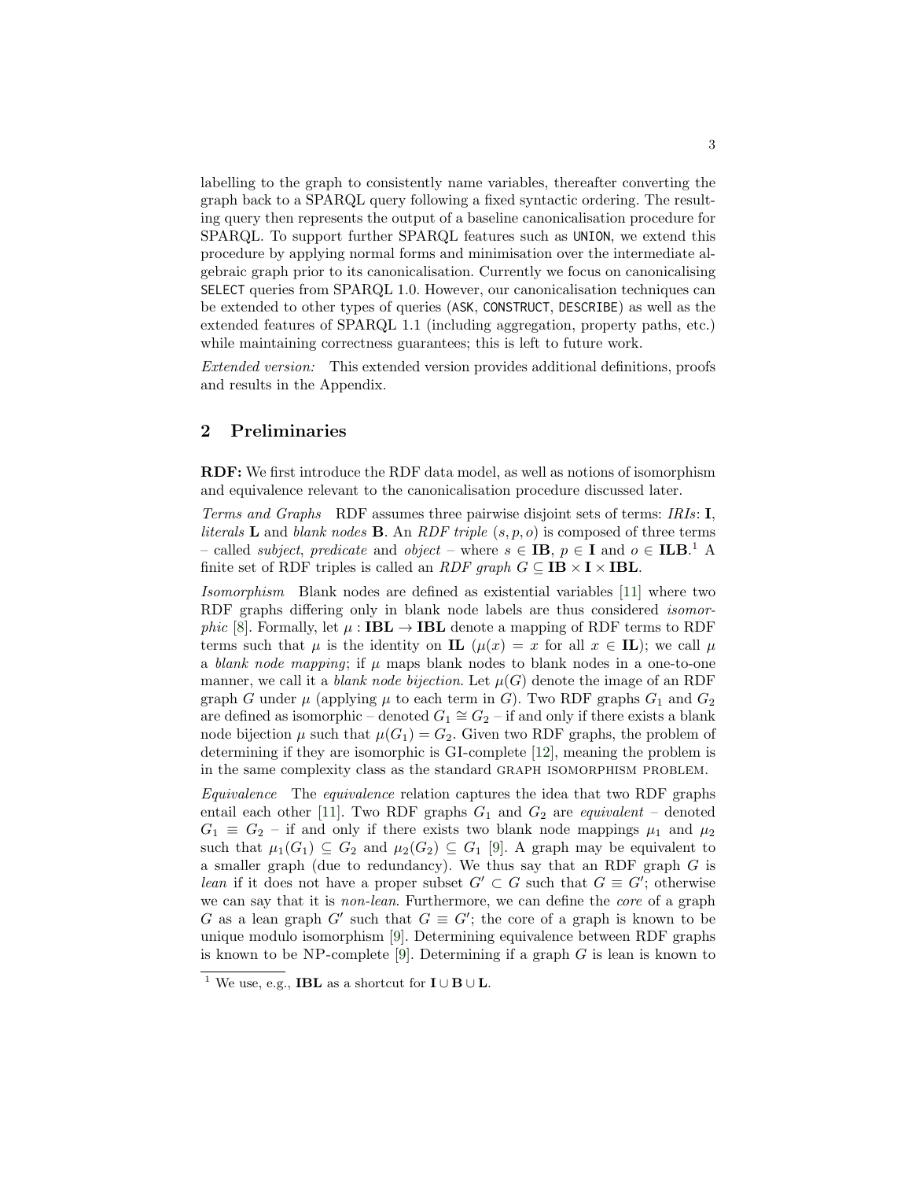labelling to the graph to consistently name variables, thereafter converting the graph back to a SPARQL query following a fixed syntactic ordering. The resulting query then represents the output of a baseline canonicalisation procedure for SPARQL. To support further SPARQL features such as UNION, we extend this procedure by applying normal forms and minimisation over the intermediate algebraic graph prior to its canonicalisation. Currently we focus on canonicalising SELECT queries from SPARQL 1.0. However, our canonicalisation techniques can be extended to other types of queries (ASK, CONSTRUCT, DESCRIBE) as well as the extended features of SPARQL 1.1 (including aggregation, property paths, etc.) while maintaining correctness guarantees; this is left to future work.

*Extended version:* This extended version provides additional definitions, proofs and results in the Appendix.

## 2 Preliminaries

**RDF:** We first introduce the RDF data model, as well as notions of isomorphism and equivalence relevant to the canonicalisation procedure discussed later.

*Terms and Graphs* RDF assumes three pairwise disjoint sets of terms: *IRIs*: $\mathbf{I}$, *literals* $\mathbf{L}$ and *blank nodes* $\mathbf{B}$. An *RDF triple* $(s, p, o)$ is composed of three terms – called *subject*, *predicate* and *object* – where $s \in \mathbf{IB}$, $p \in \mathbf{I}$ and $o \in \mathbf{ILB}$.[1] A finite set of RDF triples is called an *RDF graph* $G \subseteq \mathbf{IB} \times \mathbf{I} \times \mathbf{IBL}$.

*Isomorphism* Blank nodes are defined as existential variables [11] where two RDF graphs differing only in blank node labels are thus considered *isomorphic* [8]. Formally, let $\mu : \mathbf{IBL} \to \mathbf{IBL}$ denote a mapping of RDF terms to RDF terms such that $\mu$ is the identity on $\mathbf{IL}$ ($\mu(x) = x$ for all $x \in \mathbf{IL}$); we call $\mu$ a *blank node mapping*; if $\mu$ maps blank nodes to blank nodes in a one-to-one manner, we call it a *blank node bijection*. Let $\mu(G)$ denote the image of an RDF graph $G$ under $\mu$ (applying $\mu$ to each term in $G$). Two RDF graphs $G_1$ and $G_2$ are defined as isomorphic – denoted $G_1 \cong G_2$ – if and only if there exists a blank node bijection $\mu$ such that $\mu(G_1) = G_2$. Given two RDF graphs, the problem of determining if they are isomorphic is GI-complete [12], meaning the problem is in the same complexity class as the standard GRAPH ISOMORPHISM PROBLEM.

*Equivalence* The *equivalence* relation captures the idea that two RDF graphs entail each other [11]. Two RDF graphs $G_1$ and $G_2$ are *equivalent* – denoted $G_1 \equiv G_2$ – if and only if there exists two blank node mappings $\mu_1$ and $\mu_2$ such that $\mu_1(G_1) \subseteq G_2$ and $\mu_2(G_2) \subseteq G_1$ [9]. A graph may be equivalent to a smaller graph (due to redundancy). We thus say that an RDF graph $G$ is *lean* if it does not have a proper subset $G' \subset G$ such that $G \equiv G'$; otherwise we can say that it is *non-lean*. Furthermore, we can define the *core* of a graph $G$ as a lean graph $G'$ such that $G \equiv G'$; the core of a graph is known to be unique modulo isomorphism [9]. Determining equivalence between RDF graphs is known to be NP-complete [9]. Determining if a graph $G$ is lean is known to

---

[1] We use, e.g., $\mathbf{IBL}$ as a shortcut for $\mathbf{I} \cup \mathbf{B} \cup \mathbf{L}$.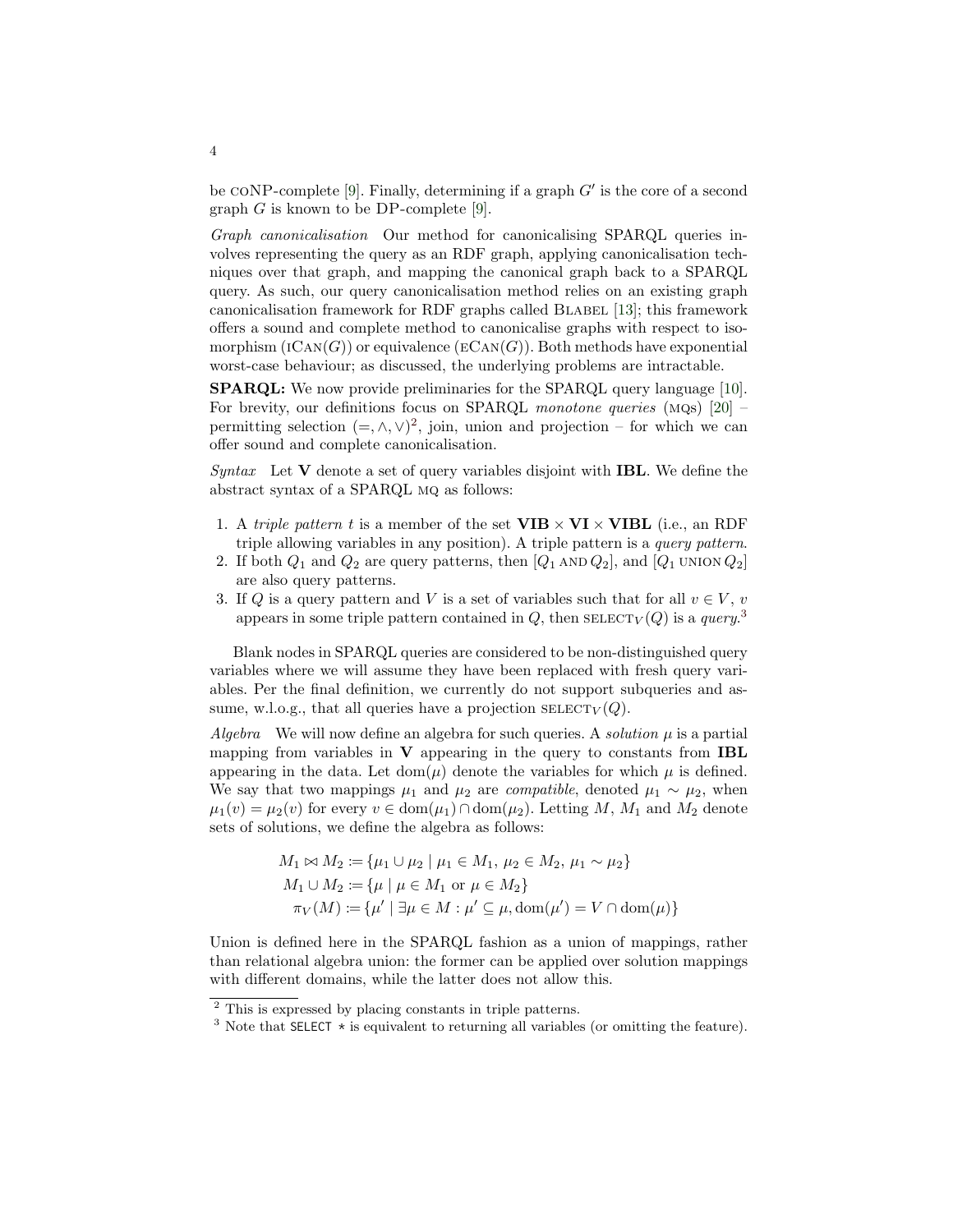be coNP-complete [9]. Finally, determining if a graph $G'$ is the core of a second graph $G$ is known to be DP-complete [9].

*Graph canonicalisation* Our method for canonicalising SPARQL queries involves representing the query as an RDF graph, applying canonicalisation techniques over that graph, and mapping the canonical graph back to a SPARQL query. As such, our query canonicalisation method relies on an existing graph canonicalisation framework for RDF graphs called Blabel [13]; this framework offers a sound and complete method to canonicalise graphs with respect to isomorphism (iCan($G$)) or equivalence (eCan($G$)). Both methods have exponential worst-case behaviour; as discussed, the underlying problems are intractable.

**SPARQL:** We now provide preliminaries for the SPARQL query language [10]. For brevity, our definitions focus on SPARQL *monotone queries* (mqs) [20] – permitting selection $(=, \wedge, \vee)^2$, join, union and projection – for which we can offer sound and complete canonicalisation.

*Syntax* Let $\mathbf{V}$ denote a set of query variables disjoint with $\mathbf{IBL}$. We define the abstract syntax of a SPARQL mq as follows:

1. A *triple pattern* $t$ is a member of the set $\mathbf{VIB} \times \mathbf{VI} \times \mathbf{VIBL}$ (i.e., an RDF triple allowing variables in any position). A triple pattern is a *query pattern*.
2. If both $Q_1$ and $Q_2$ are query patterns, then $[Q_1 \text{ AND } Q_2]$, and $[Q_1 \text{ UNION } Q_2]$ are also query patterns.
3. If $Q$ is a query pattern and $V$ is a set of variables such that for all $v \in V$, $v$ appears in some triple pattern contained in $Q$, then $\text{SELECT}_V(Q)$ is a *query*.[3]

Blank nodes in SPARQL queries are considered to be non-distinguished query variables where we will assume they have been replaced with fresh query variables. Per the final definition, we currently do not support subqueries and assume, w.l.o.g., that all queries have a projection $\text{SELECT}_V(Q)$.

*Algebra* We will now define an algebra for such queries. A *solution* $\mu$ is a partial mapping from variables in $\mathbf{V}$ appearing in the query to constants from $\mathbf{IBL}$ appearing in the data. Let $\text{dom}(\mu)$ denote the variables for which $\mu$ is defined. We say that two mappings $\mu_1$ and $\mu_2$ are *compatible*, denoted $\mu_1 \sim \mu_2$, when $\mu_1(v) = \mu_2(v)$ for every $v \in \text{dom}(\mu_1) \cap \text{dom}(\mu_2)$. Letting $M$, $M_1$ and $M_2$ denote sets of solutions, we define the algebra as follows:

$$
\begin{aligned}
M_1 \bowtie M_2 &:= \{\mu_1 \cup \mu_2 \mid \mu_1 \in M_1,\, \mu_2 \in M_2,\, \mu_1 \sim \mu_2\} \\
M_1 \cup M_2 &:= \{\mu \mid \mu \in M_1 \text{ or } \mu \in M_2\} \\
\pi_V(M) &:= \{\mu' \mid \exists \mu \in M : \mu' \subseteq \mu, \text{dom}(\mu') = V \cap \text{dom}(\mu)\}
\end{aligned}
$$

Union is defined here in the SPARQL fashion as a union of mappings, rather than relational algebra union: the former can be applied over solution mappings with different domains, while the latter does not allow this.

[2] This is expressed by placing constants in triple patterns.

[3] Note that `SELECT *` is equivalent to returning all variables (or omitting the feature).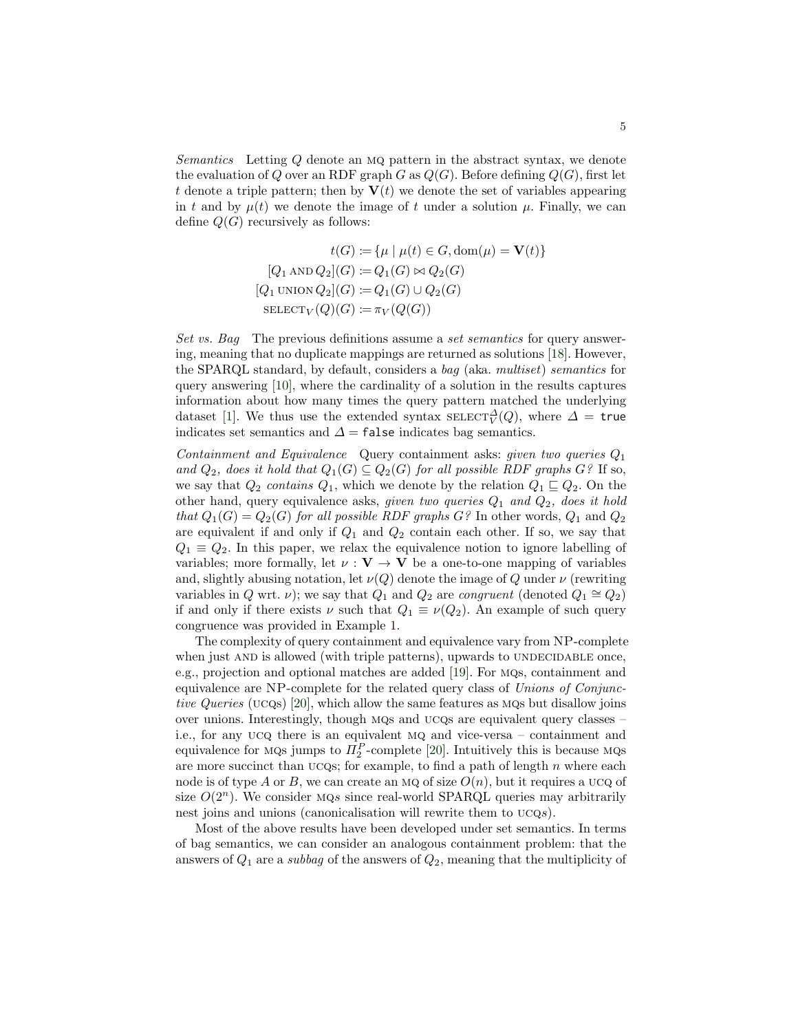*Semantics* Letting $Q$ denote an MQ pattern in the abstract syntax, we denote the evaluation of $Q$ over an RDF graph $G$ as $Q(G)$. Before defining $Q(G)$, first let $t$ denote a triple pattern; then by $\mathbf{V}(t)$ we denote the set of variables appearing in $t$ and by $\mu(t)$ we denote the image of $t$ under a solution $\mu$. Finally, we can define $Q(G)$ recursively as follows:

$$
\begin{aligned}
t(G) &\coloneqq \{\mu \mid \mu(t) \in G, \mathrm{dom}(\mu) = \mathbf{V}(t)\} \\
[Q_1 \text{ AND } Q_2](G) &\coloneqq Q_1(G) \bowtie Q_2(G) \\
[Q_1 \text{ UNION } Q_2](G) &\coloneqq Q_1(G) \cup Q_2(G) \\
\text{SELECT}_V(Q)(G) &\coloneqq \pi_V(Q(G))
\end{aligned}
$$

*Set vs. Bag* The previous definitions assume a *set semantics* for query answering, meaning that no duplicate mappings are returned as solutions [18]. However, the SPARQL standard, by default, considers a *bag* (aka. *multiset*) *semantics* for query answering [10], where the cardinality of a solution in the results captures information about how many times the query pattern matched the underlying dataset [1]. We thus use the extended syntax $\text{SELECT}_V^{\Delta}(Q)$, where $\Delta = \texttt{true}$ indicates set semantics and $\Delta = \texttt{false}$ indicates bag semantics.

*Containment and Equivalence* Query containment asks: *given two queries $Q_1$ and $Q_2$, does it hold that $Q_1(G) \subseteq Q_2(G)$ for all possible RDF graphs $G$?* If so, we say that $Q_2$ *contains* $Q_1$, which we denote by the relation $Q_1 \sqsubseteq Q_2$. On the other hand, query equivalence asks, *given two queries $Q_1$ and $Q_2$, does it hold that $Q_1(G) = Q_2(G)$ for all possible RDF graphs $G$?* In other words, $Q_1$ and $Q_2$ are equivalent if and only if $Q_1$ and $Q_2$ contain each other. If so, we say that $Q_1 \equiv Q_2$. In this paper, we relax the equivalence notion to ignore labelling of variables; more formally, let $\nu : \mathbf{V} \to \mathbf{V}$ be a one-to-one mapping of variables and, slightly abusing notation, let $\nu(Q)$ denote the image of $Q$ under $\nu$ (rewriting variables in $Q$ wrt. $\nu$); we say that $Q_1$ and $Q_2$ are *congruent* (denoted $Q_1 \cong Q_2$) if and only if there exists $\nu$ such that $Q_1 \equiv \nu(Q_2)$. An example of such query congruence was provided in Example 1.

The complexity of query containment and equivalence vary from NP-complete when just AND is allowed (with triple patterns), upwards to UNDECIDABLE once, e.g., projection and optional matches are added [19]. For MQs, containment and equivalence are NP-complete for the related query class of *Unions of Conjunctive Queries* (UCQs) [20], which allow the same features as MQs but disallow joins over unions. Interestingly, though MQs and UCQs are equivalent query classes – i.e., for any UCQ there is an equivalent MQ and vice-versa – containment and equivalence for MQs jumps to $\Pi_2^P$-complete [20]. Intuitively this is because MQs are more succinct than UCQs; for example, to find a path of length $n$ where each node is of type $A$ or $B$, we can create an MQ of size $O(n)$, but it requires a UCQ of size $O(2^n)$. We consider MQ*s* since real-world SPARQL queries may arbitrarily nest joins and unions (canonicalisation will rewrite them to UCQ*s*).

Most of the above results have been developed under set semantics. In terms of bag semantics, we can consider an analogous containment problem: that the answers of $Q_1$ are a *subbag* of the answers of $Q_2$, meaning that the multiplicity of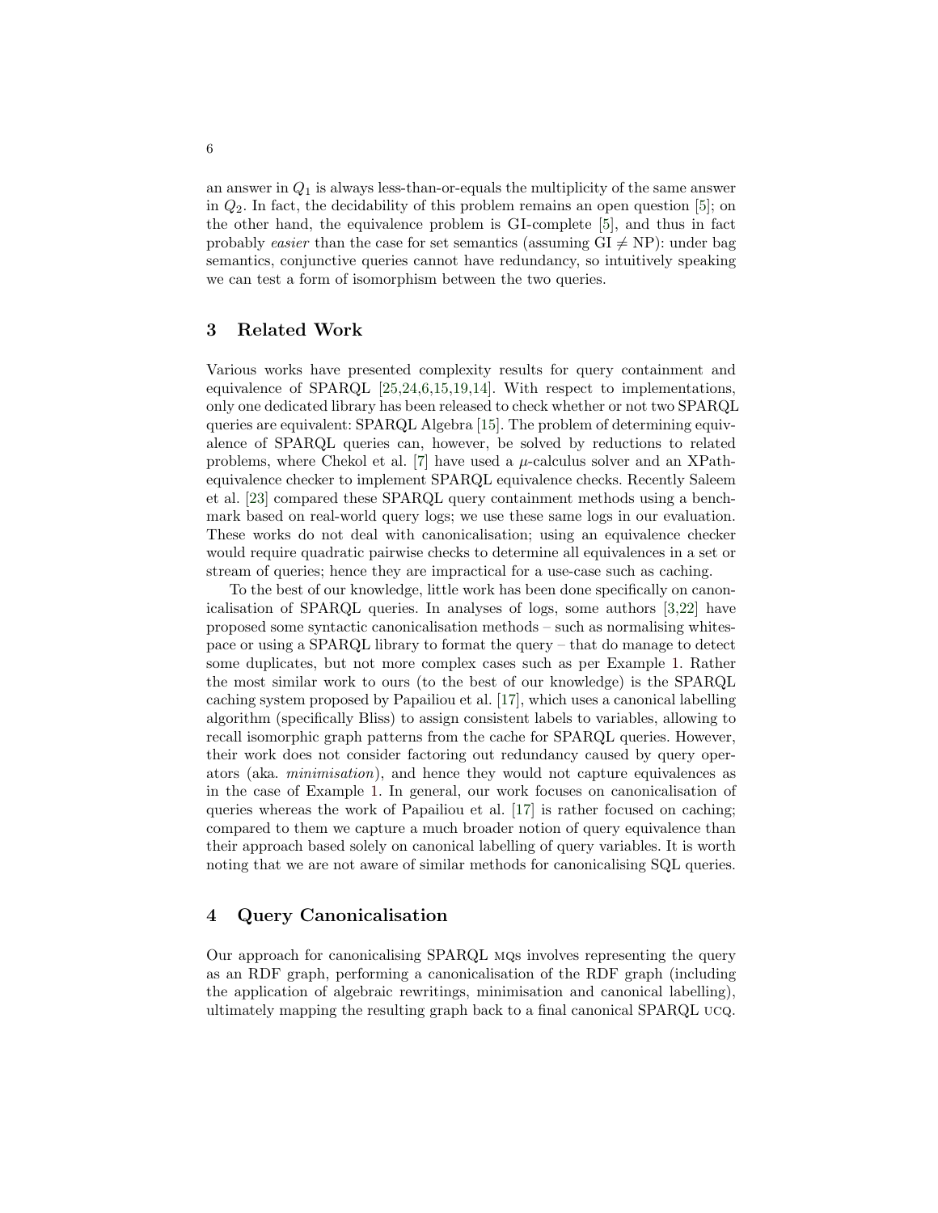an answer in $Q_1$ is always less-than-or-equals the multiplicity of the same answer in $Q_2$. In fact, the decidability of this problem remains an open question [5]; on the other hand, the equivalence problem is GI-complete [5], and thus in fact probably *easier* than the case for set semantics (assuming GI $\neq$ NP): under bag semantics, conjunctive queries cannot have redundancy, so intuitively speaking we can test a form of isomorphism between the two queries.

## 3 Related Work

Various works have presented complexity results for query containment and equivalence of SPARQL [25,24,6,15,19,14]. With respect to implementations, only one dedicated library has been released to check whether or not two SPARQL queries are equivalent: SPARQL Algebra [15]. The problem of determining equivalence of SPARQL queries can, however, be solved by reductions to related problems, where Chekol et al. [7] have used a $\mu$-calculus solver and an XPath-equivalence checker to implement SPARQL equivalence checks. Recently Saleem et al. [23] compared these SPARQL query containment methods using a benchmark based on real-world query logs; we use these same logs in our evaluation. These works do not deal with canonicalisation; using an equivalence checker would require quadratic pairwise checks to determine all equivalences in a set or stream of queries; hence they are impractical for a use-case such as caching.

To the best of our knowledge, little work has been done specifically on canonicalisation of SPARQL queries. In analyses of logs, some authors [3,22] have proposed some syntactic canonicalisation methods – such as normalising whitespace or using a SPARQL library to format the query – that do manage to detect some duplicates, but not more complex cases such as per Example 1. Rather the most similar work to ours (to the best of our knowledge) is the SPARQL caching system proposed by Papailiou et al. [17], which uses a canonical labelling algorithm (specifically Bliss) to assign consistent labels to variables, allowing to recall isomorphic graph patterns from the cache for SPARQL queries. However, their work does not consider factoring out redundancy caused by query operators (aka. *minimisation*), and hence they would not capture equivalences as in the case of Example 1. In general, our work focuses on canonicalisation of queries whereas the work of Papailiou et al. [17] is rather focused on caching; compared to them we capture a much broader notion of query equivalence than their approach based solely on canonical labelling of query variables. It is worth noting that we are not aware of similar methods for canonicalising SQL queries.

## 4 Query Canonicalisation

Our approach for canonicalising SPARQL MQs involves representing the query as an RDF graph, performing a canonicalisation of the RDF graph (including the application of algebraic rewritings, minimisation and canonical labelling), ultimately mapping the resulting graph back to a final canonical SPARQL UCQ.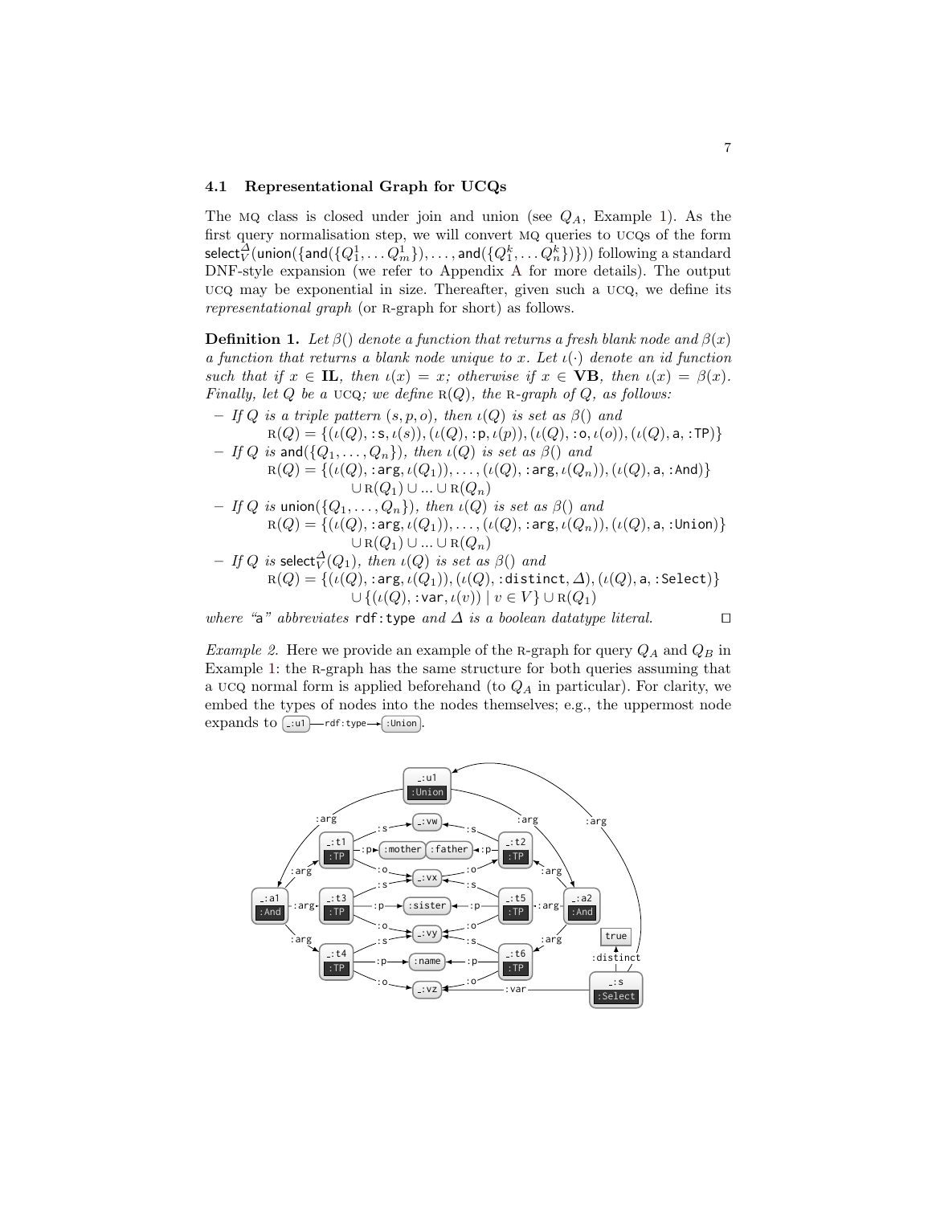### 4.1 Representational Graph for UCQs

The MQ class is closed under join and union (see $Q_A$, Example 1). As the first query normalisation step, we will convert MQ queries to UCQs of the form $\mathsf{select}_V^{\Delta}(\mathsf{union}(\{\mathsf{and}(\{Q_1^1, \ldots Q_m^1\}), \ldots, \mathsf{and}(\{Q_1^k, \ldots Q_n^k\})\}))$ following a standard DNF-style expansion (we refer to Appendix A for more details). The output UCQ may be exponential in size. Thereafter, given such a UCQ, we define its *representational graph* (or R-graph for short) as follows.

**Definition 1.** *Let $\beta()$ denote a function that returns a fresh blank node and $\beta(x)$ a function that returns a blank node unique to $x$. Let $\iota(\cdot)$ denote an id function such that if $x \in \mathbf{IL}$, then $\iota(x) = x$; otherwise if $x \in \mathbf{VB}$, then $\iota(x) = \beta(x)$. Finally, let $Q$ be a* UCQ*; we define $\mathrm{R}(Q)$, the* R*-graph of $Q$, as follows:*

- *If $Q$ is a triple pattern $(s, p, o)$, then $\iota(Q)$ is set as $\beta()$ and*
  $\mathrm{R}(Q) = \{(\iota(Q), \texttt{:s}, \iota(s)), (\iota(Q), \texttt{:p}, \iota(p)), (\iota(Q), \texttt{:o}, \iota(o)), (\iota(Q), \mathsf{a}, \texttt{:TP})\}$
- *If $Q$ is $\mathsf{and}(\{Q_1, \ldots, Q_n\})$, then $\iota(Q)$ is set as $\beta()$ and*
  $\mathrm{R}(Q) = \{(\iota(Q), \texttt{:arg}, \iota(Q_1)), \ldots, (\iota(Q), \texttt{:arg}, \iota(Q_n)), (\iota(Q), \mathsf{a}, \texttt{:And})\} \cup \mathrm{R}(Q_1) \cup \ldots \cup \mathrm{R}(Q_n)$
- *If $Q$ is $\mathsf{union}(\{Q_1, \ldots, Q_n\})$, then $\iota(Q)$ is set as $\beta()$ and*
  $\mathrm{R}(Q) = \{(\iota(Q), \texttt{:arg}, \iota(Q_1)), \ldots, (\iota(Q), \texttt{:arg}, \iota(Q_n)), (\iota(Q), \mathsf{a}, \texttt{:Union})\} \cup \mathrm{R}(Q_1) \cup \ldots \cup \mathrm{R}(Q_n)$
- *If $Q$ is $\mathsf{select}_V^{\Delta}(Q_1)$, then $\iota(Q)$ is set as $\beta()$ and*
  $\mathrm{R}(Q) = \{(\iota(Q), \texttt{:arg}, \iota(Q_1)), (\iota(Q), \texttt{:distinct}, \Delta), (\iota(Q), \mathsf{a}, \texttt{:Select})\} \cup \{(\iota(Q), \texttt{:var}, \iota(v)) \mid v \in V\} \cup \mathrm{R}(Q_1)$

*where "*a*" abbreviates* `rdf:type` *and $\Delta$ is a boolean datatype literal.* □

*Example 2.* Here we provide an example of the R-graph for query $Q_A$ and $Q_B$ in Example 1: the R-graph has the same structure for both queries assuming that a UCQ normal form is applied beforehand (to $Q_A$ in particular). For clarity, we embed the types of nodes into the nodes themselves; e.g., the uppermost node expands to `_:u1` —rdf:type→ `:Union`.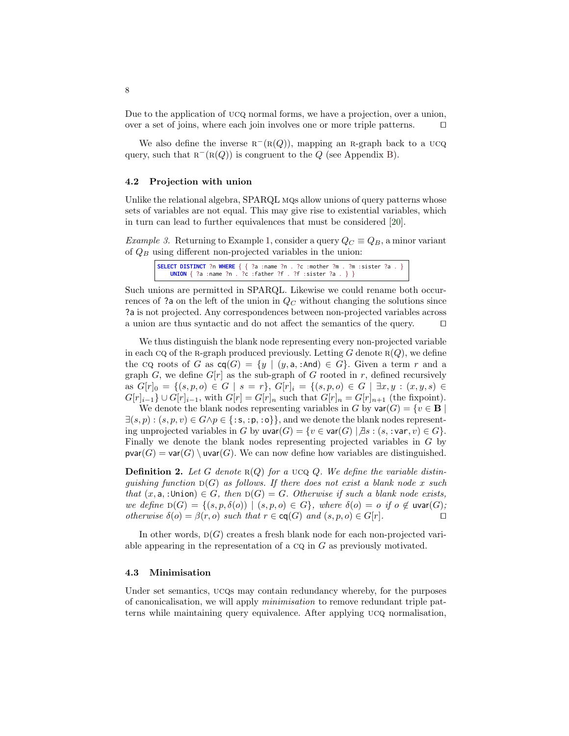Due to the application of UCQ normal forms, we have a projection, over a union, over a set of joins, where each join involves one or more triple patterns. □

We also define the inverse $\text{R}^{-}(\text{R}(Q))$, mapping an R-graph back to a UCQ query, such that $\text{R}^{-}(\text{R}(Q))$ is congruent to the $Q$ (see Appendix B).

### 4.2 Projection with union

Unlike the relational algebra, SPARQL MQs allow unions of query patterns whose sets of variables are not equal. This may give rise to existential variables, which in turn can lead to further equivalences that must be considered [20].

*Example 3.* Returning to Example 1, consider a query $Q_C \equiv Q_B$, a minor variant of $Q_B$ using different non-projected variables in the union:

```
SELECT DISTINCT ?n WHERE { { ?a :name ?n . ?c :mother ?m . ?m :sister ?a . }
    UNION { ?a :name ?n . ?c :father ?f . ?f :sister ?a . } }
```

Such unions are permitted in SPARQL. Likewise we could rename both occurrences of `?a` on the left of the union in $Q_C$ without changing the solutions since `?a` is not projected. Any correspondences between non-projected variables across a union are thus syntactic and do not affect the semantics of the query. □

We thus distinguish the blank node representing every non-projected variable in each CQ of the R-graph produced previously. Letting $G$ denote $\text{R}(Q)$, we define the CQ roots of $G$ as $\mathsf{cq}(G) = \{y \mid (y, \mathsf{a}, \texttt{:And}) \in G\}$. Given a term $r$ and a graph $G$, we define $G[r]$ as the sub-graph of $G$ rooted in $r$, defined recursively as $G[r]_0 = \{(s,p,o) \in G \mid s = r\}$, $G[r]_i = \{(s,p,o) \in G \mid \exists x, y : (x, y, s) \in G[r]_{i-1}\} \cup G[r]_{i-1}$, with $G[r] = G[r]_n$ such that $G[r]_n = G[r]_{n+1}$ (the fixpoint).

We denote the blank nodes representing variables in $G$ by $\mathsf{var}(G) = \{v \in \mathbf{B} \mid \exists (s,p) : (s,p,v) \in G \wedge p \in \{\texttt{:s}, \texttt{:p}, \texttt{:o}\}\}$, and we denote the blank nodes representing unprojected variables in $G$ by $\mathsf{uvar}(G) = \{v \in \mathsf{var}(G) \mid \nexists s : (s, \texttt{:var}, v) \in G\}$. Finally we denote the blank nodes representing projected variables in $G$ by $\mathsf{pvar}(G) = \mathsf{var}(G) \setminus \mathsf{uvar}(G)$. We can now define how variables are distinguished.

**Definition 2.** *Let $G$ denote $\text{R}(Q)$ for a UCQ $Q$. We define the variable distinguishing function $\text{D}(G)$ as follows. If there does not exist a blank node $x$ such that $(x, \mathsf{a}, \texttt{:Union}) \in G$, then $\text{D}(G) = G$. Otherwise if such a blank node exists, we define $\text{D}(G) = \{(s, p, \delta(o)) \mid (s,p,o) \in G\}$, where $\delta(o) = o$ if $o \notin \mathsf{uvar}(G)$; otherwise $\delta(o) = \beta(r, o)$ such that $r \in \mathsf{cq}(G)$ and $(s,p,o) \in G[r]$.* □

In other words, $\text{D}(G)$ creates a fresh blank node for each non-projected variable appearing in the representation of a CQ in $G$ as previously motivated.

### 4.3 Minimisation

Under set semantics, UCQs may contain redundancy whereby, for the purposes of canonicalisation, we will apply *minimisation* to remove redundant triple patterns while maintaining query equivalence. After applying UCQ normalisation,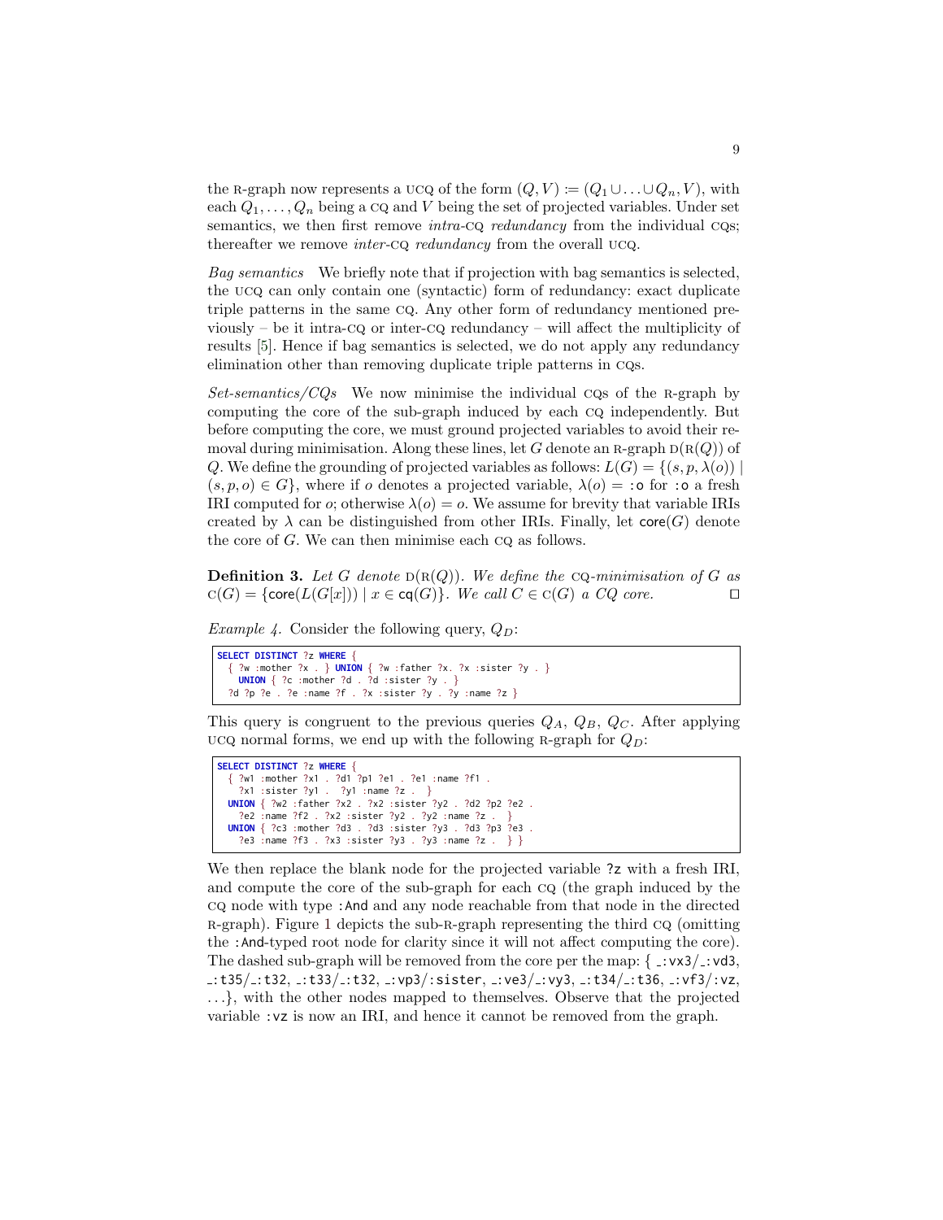the R-graph now represents a UCQ of the form $(Q, V) \coloneqq (Q_1 \cup \ldots \cup Q_n, V)$, with each $Q_1, \ldots, Q_n$ being a CQ and $V$ being the set of projected variables. Under set semantics, we then first remove *intra-*CQ *redundancy* from the individual CQs; thereafter we remove *inter-*CQ *redundancy* from the overall UCQ.

*Bag semantics* We briefly note that if projection with bag semantics is selected, the UCQ can only contain one (syntactic) form of redundancy: exact duplicate triple patterns in the same CQ. Any other form of redundancy mentioned previously – be it intra-CQ or inter-CQ redundancy – will affect the multiplicity of results [5]. Hence if bag semantics is selected, we do not apply any redundancy elimination other than removing duplicate triple patterns in CQs.

*Set-semantics/CQs* We now minimise the individual CQs of the R-graph by computing the core of the sub-graph induced by each CQ independently. But before computing the core, we must ground projected variables to avoid their removal during minimisation. Along these lines, let $G$ denote an R-graph $\mathrm{D}(\mathrm{R}(Q))$ of $Q$. We define the grounding of projected variables as follows: $L(G) = \{(s, p, \lambda(o)) \mid (s, p, o) \in G\}$, where if $o$ denotes a projected variable, $\lambda(o) = $ :o for :o a fresh IRI computed for $o$; otherwise $\lambda(o) = o$. We assume for brevity that variable IRIs created by $\lambda$ can be distinguished from other IRIs. Finally, let $\mathsf{core}(G)$ denote the core of $G$. We can then minimise each CQ as follows.

**Definition 3.** *Let $G$ denote $\mathrm{D}(\mathrm{R}(Q))$. We define the* CQ*-minimisation of $G$ as $\mathrm{C}(G) = \{\mathsf{core}(L(G[x])) \mid x \in \mathsf{cq}(G)\}$. We call $C \in \mathrm{C}(G)$ a CQ core.* □

*Example 4.* Consider the following query, $Q_D$:

```
SELECT DISTINCT ?z WHERE {
  { ?w :mother ?x . } UNION { ?w :father ?x. ?x :sister ?y . }
    UNION { ?c :mother ?d . ?d :sister ?y . }
  ?d ?p ?e . ?e :name ?f . ?x :sister ?y . ?y :name ?z }
```

This query is congruent to the previous queries $Q_A$, $Q_B$, $Q_C$. After applying UCQ normal forms, we end up with the following R-graph for $Q_D$:

```
SELECT DISTINCT ?z WHERE {
  { ?w1 :mother ?x1 . ?d1 ?p1 ?e1 . ?e1 :name ?f1 .
    ?x1 :sister ?y1 .  ?y1 :name ?z .  }
  UNION { ?w2 :father ?x2 . ?x2 :sister ?y2 . ?d2 ?p2 ?e2 .
    ?e2 :name ?f2 . ?x2 :sister ?y2 . ?y2 :name ?z .  }
  UNION { ?c3 :mother ?d3 . ?d3 :sister ?y3 . ?d3 ?p3 ?e3 .
    ?e3 :name ?f3 . ?x3 :sister ?y3 . ?y3 :name ?z .  } }
```

We then replace the blank node for the projected variable ?z with a fresh IRI, and compute the core of the sub-graph for each CQ (the graph induced by the CQ node with type :And and any node reachable from that node in the directed R-graph). Figure 1 depicts the sub-R-graph representing the third CQ (omitting the :And-typed root node for clarity since it will not affect computing the core). The dashed sub-graph will be removed from the core per the map: { _:vx3/_:vd3, _:t35/_:t32, _:t33/_:t32, _:vp3/:sister, _:ve3/_:vy3, _:t34/_:t36, _:vf3/:vz, ...}, with the other nodes mapped to themselves. Observe that the projected variable :vz is now an IRI, and hence it cannot be removed from the graph.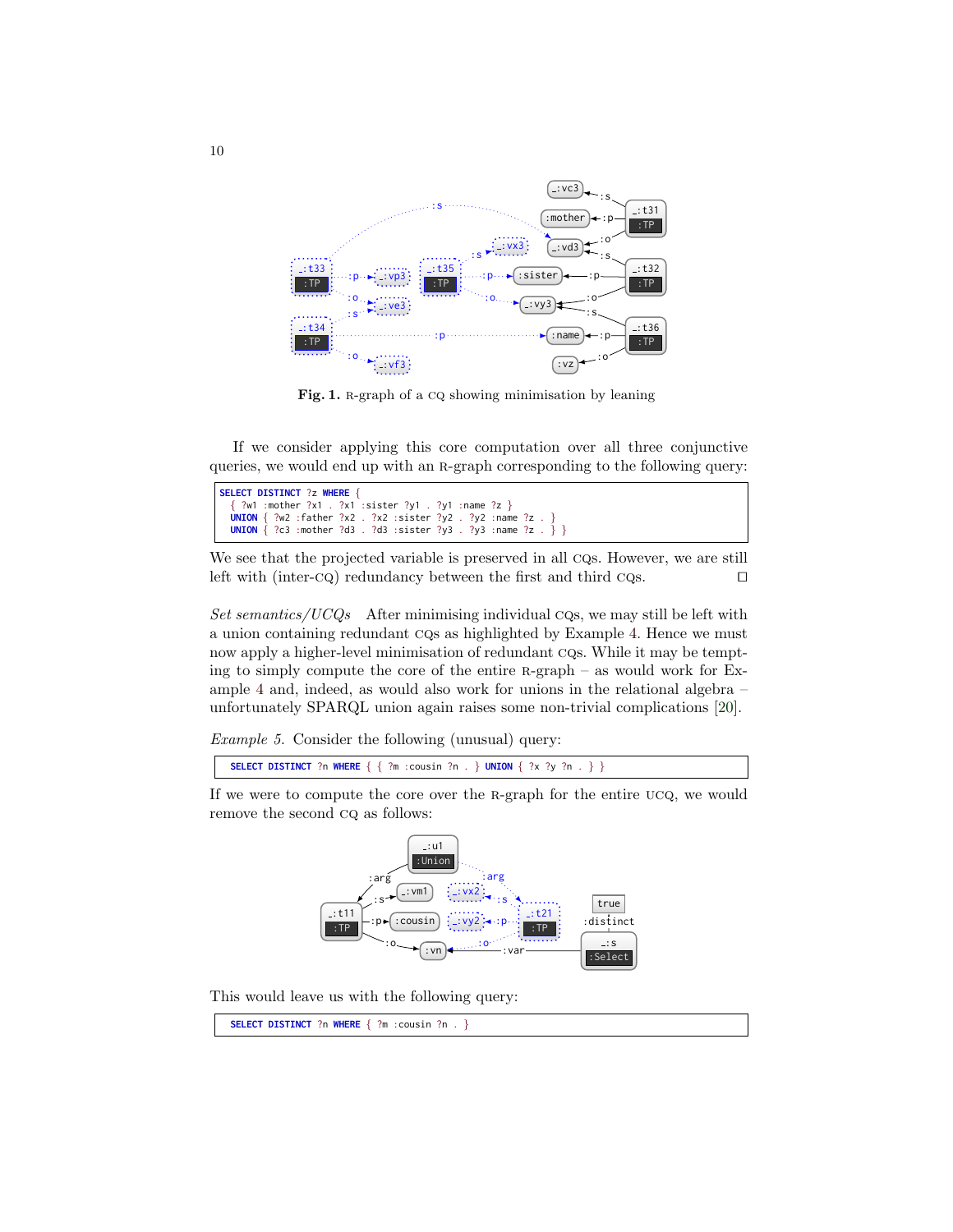**Fig. 1.** R-graph of a CQ showing minimisation by leaning

If we consider applying this core computation over all three conjunctive queries, we would end up with an R-graph corresponding to the following query:

```
SELECT DISTINCT ?z WHERE {
  { ?w1 :mother ?x1 . ?x1 :sister ?y1 . ?y1 :name ?z }
  UNION { ?w2 :father ?x2 . ?x2 :sister ?y2 . ?y2 :name ?z . }
  UNION { ?c3 :mother ?d3 . ?d3 :sister ?y3 . ?y3 :name ?z . } }
```

We see that the projected variable is preserved in all CQs. However, we are still left with (inter-CQ) redundancy between the first and third CQs. □

*Set semantics/UCQs* After minimising individual CQs, we may still be left with a union containing redundant CQs as highlighted by Example 4. Hence we must now apply a higher-level minimisation of redundant CQs. While it may be tempting to simply compute the core of the entire R-graph – as would work for Example 4 and, indeed, as would also work for unions in the relational algebra – unfortunately SPARQL union again raises some non-trivial complications [20].

*Example 5.* Consider the following (unusual) query:

```
SELECT DISTINCT ?n WHERE { { ?m :cousin ?n . } UNION { ?x ?y ?n . } }
```

If we were to compute the core over the R-graph for the entire UCQ, we would remove the second CQ as follows:

This would leave us with the following query:

```
SELECT DISTINCT ?n WHERE { ?m :cousin ?n . }
```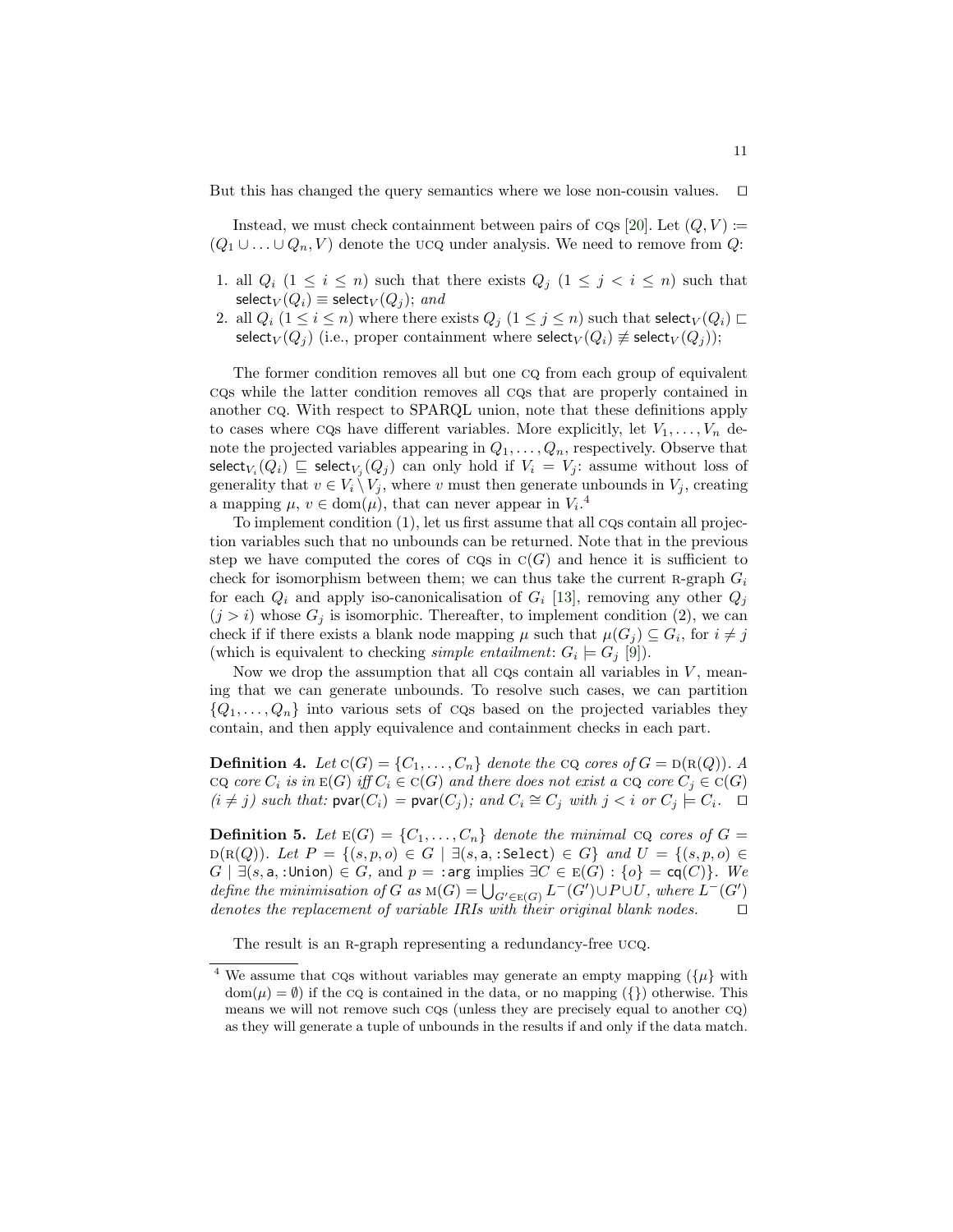But this has changed the query semantics where we lose non-cousin values. $\square$

Instead, we must check containment between pairs of CQs [20]. Let $(Q, V) := (Q_1 \cup \ldots \cup Q_n, V)$ denote the UCQ under analysis. We need to remove from $Q$:

1. all $Q_i$ $(1 \leq i \leq n)$ such that there exists $Q_j$ $(1 \leq j < i \leq n)$ such that $\mathsf{select}_V(Q_i) \equiv \mathsf{select}_V(Q_j)$; *and*
2. all $Q_i$ $(1 \leq i \leq n)$ where there exists $Q_j$ $(1 \leq j \leq n)$ such that $\mathsf{select}_V(Q_i) \sqsubset \mathsf{select}_V(Q_j)$ (i.e., proper containment where $\mathsf{select}_V(Q_i) \not\equiv \mathsf{select}_V(Q_j)$);

The former condition removes all but one CQ from each group of equivalent CQs while the latter condition removes all CQs that are properly contained in another CQ. With respect to SPARQL union, note that these definitions apply to cases where CQs have different variables. More explicitly, let $V_1, \ldots, V_n$ denote the projected variables appearing in $Q_1, \ldots, Q_n$, respectively. Observe that $\mathsf{select}_{V_i}(Q_i) \sqsubseteq \mathsf{select}_{V_j}(Q_j)$ can only hold if $V_i = V_j$: assume without loss of generality that $v \in V_i \setminus V_j$, where $v$ must then generate unbounds in $V_j$, creating a mapping $\mu$, $v \in \mathrm{dom}(\mu)$, that can never appear in $V_i$.[4]

To implement condition (1), let us first assume that all CQs contain all projection variables such that no unbounds can be returned. Note that in the previous step we have computed the cores of CQs in $\mathrm{C}(G)$ and hence it is sufficient to check for isomorphism between them; we can thus take the current R-graph $G_i$ for each $Q_i$ and apply iso-canonicalisation of $G_i$ [13], removing any other $Q_j$ $(j > i)$ whose $G_j$ is isomorphic. Thereafter, to implement condition (2), we can check if if there exists a blank node mapping $\mu$ such that $\mu(G_j) \subseteq G_i$, for $i \neq j$ (which is equivalent to checking *simple entailment*: $G_i \models G_j$ [9]).

Now we drop the assumption that all CQs contain all variables in $V$, meaning that we can generate unbounds. To resolve such cases, we can partition $\{Q_1, \ldots, Q_n\}$ into various sets of CQs based on the projected variables they contain, and then apply equivalence and containment checks in each part.

**Definition 4.** *Let $\mathrm{C}(G) = \{C_1, \ldots, C_n\}$ denote the CQ cores of $G = \mathrm{D}(\mathrm{R}(Q))$. A CQ core $C_i$ is in $\mathrm{E}(G)$ iff $C_i \in \mathrm{C}(G)$ and there does not exist a CQ core $C_j \in \mathrm{C}(G)$ $(i \neq j)$ such that: $\mathsf{pvar}(C_i) = \mathsf{pvar}(C_j)$; and $C_i \cong C_j$ with $j < i$ or $C_j \models C_i$.* $\square$

**Definition 5.** *Let $\mathrm{E}(G) = \{C_1, \ldots, C_n\}$ denote the minimal CQ cores of $G = \mathrm{D}(\mathrm{R}(Q))$. Let $P = \{(s, p, o) \in G \mid \exists (s, \mathsf{a}, \mathsf{:Select}) \in G\}$ and $U = \{(s, p, o) \in G \mid \exists (s, \mathsf{a}, \mathsf{:Union}) \in G$, and $p = \mathsf{:arg}$ implies $\exists C \in \mathrm{E}(G) : \{o\} = \mathsf{cq}(C)\}$. We define the minimisation of $G$ as $\mathrm{M}(G) = \bigcup_{G' \in \mathrm{E}(G)} L^{-}(G') \cup P \cup U$, where $L^{-}(G')$ denotes the replacement of variable IRIs with their original blank nodes.* $\square$

The result is an R-graph representing a redundancy-free UCQ.

---

[4] We assume that CQs without variables may generate an empty mapping ($\{\mu\}$ with $\mathrm{dom}(\mu) = \emptyset$) if the CQ is contained in the data, or no mapping ($\{\}$) otherwise. This means we will not remove such CQs (unless they are precisely equal to another CQ) as they will generate a tuple of unbounds in the results if and only if the data match.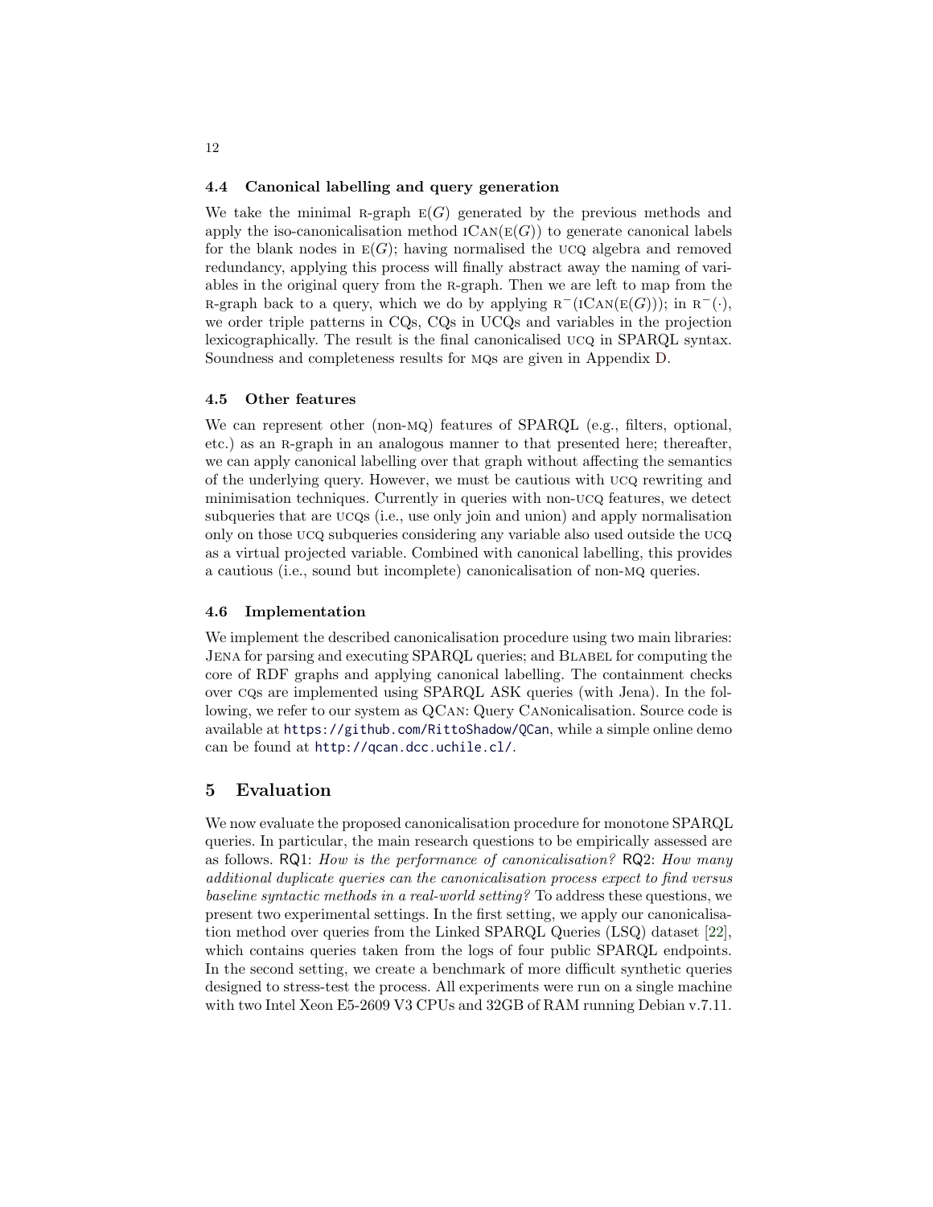### 4.4 Canonical labelling and query generation

We take the minimal R-graph $\mathrm{E}(G)$ generated by the previous methods and apply the iso-canonicalisation method $\mathrm{ICAN}(\mathrm{E}(G))$ to generate canonical labels for the blank nodes in $\mathrm{E}(G)$; having normalised the UCQ algebra and removed redundancy, applying this process will finally abstract away the naming of variables in the original query from the R-graph. Then we are left to map from the R-graph back to a query, which we do by applying $\mathrm{R}^{-}(\mathrm{ICAN}(\mathrm{E}(G)))$; in $\mathrm{R}^{-}(\cdot)$, we order triple patterns in CQs, CQs in UCQs and variables in the projection lexicographically. The result is the final canonicalised UCQ in SPARQL syntax. Soundness and completeness results for MQs are given in Appendix D.

### 4.5 Other features

We can represent other (non-MQ) features of SPARQL (e.g., filters, optional, etc.) as an R-graph in an analogous manner to that presented here; thereafter, we can apply canonical labelling over that graph without affecting the semantics of the underlying query. However, we must be cautious with UCQ rewriting and minimisation techniques. Currently in queries with non-UCQ features, we detect subqueries that are UCQs (i.e., use only join and union) and apply normalisation only on those UCQ subqueries considering any variable also used outside the UCQ as a virtual projected variable. Combined with canonical labelling, this provides a cautious (i.e., sound but incomplete) canonicalisation of non-MQ queries.

### 4.6 Implementation

We implement the described canonicalisation procedure using two main libraries: JENA for parsing and executing SPARQL queries; and BLABEL for computing the core of RDF graphs and applying canonical labelling. The containment checks over CQs are implemented using SPARQL ASK queries (with Jena). In the following, we refer to our system as QCAN: Query CANonicalisation. Source code is available at https://github.com/RittoShadow/QCan, while a simple online demo can be found at http://qcan.dcc.uchile.cl/.

## 5 Evaluation

We now evaluate the proposed canonicalisation procedure for monotone SPARQL queries. In particular, the main research questions to be empirically assessed are as follows. RQ1: *How is the performance of canonicalisation?* RQ2: *How many additional duplicate queries can the canonicalisation process expect to find versus baseline syntactic methods in a real-world setting?* To address these questions, we present two experimental settings. In the first setting, we apply our canonicalisation method over queries from the Linked SPARQL Queries (LSQ) dataset [22], which contains queries taken from the logs of four public SPARQL endpoints. In the second setting, we create a benchmark of more difficult synthetic queries designed to stress-test the process. All experiments were run on a single machine with two Intel Xeon E5-2609 V3 CPUs and 32GB of RAM running Debian v.7.11.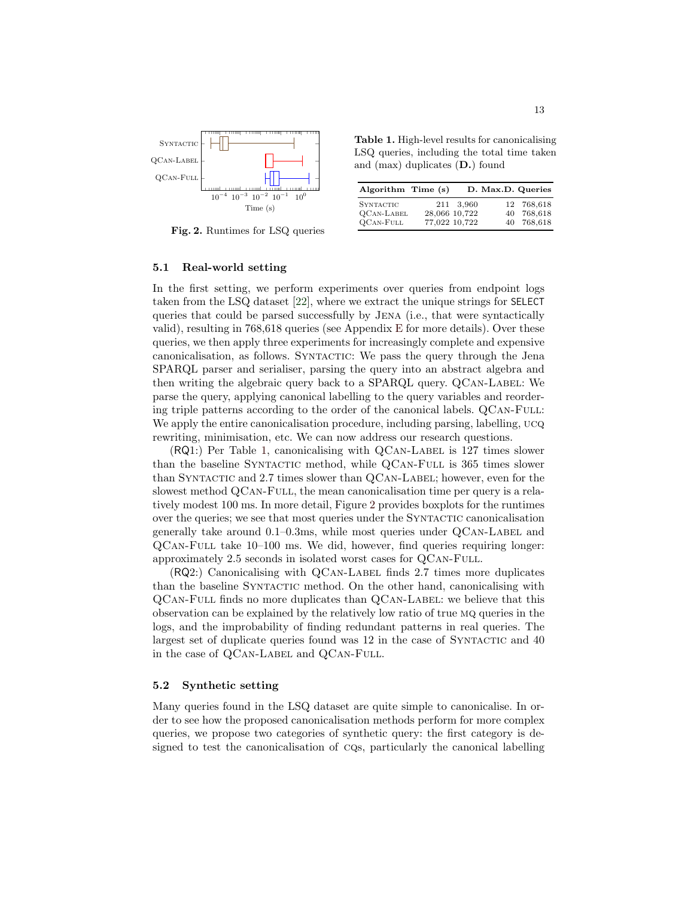Fig. 2. Runtimes for LSQ queries

Table 1. High-level results for canonicalising LSQ queries, including the total time taken and (max) duplicates (**D.**) found

| Algorithm | Time (s) | D. | Max.D. | Queries |
| --- | --- | --- | --- | --- |
| Syntactic | 211 | 3,960 | 12 | 768,618 |
| QCan-Label | 28,066 | 10,722 | 40 | 768,618 |
| QCan-Full | 77,022 | 10,722 | 40 | 768,618 |

### 5.1 Real-world setting

In the first setting, we perform experiments over queries from endpoint logs taken from the LSQ dataset [22], where we extract the unique strings for SELECT queries that could be parsed successfully by Jena (i.e., that were syntactically valid), resulting in 768,618 queries (see Appendix E for more details). Over these queries, we then apply three experiments for increasingly complete and expensive canonicalisation, as follows. Syntactic: We pass the query through the Jena SPARQL parser and serialiser, parsing the query into an abstract algebra and then writing the algebraic query back to a SPARQL query. QCan-Label: We parse the query, applying canonical labelling to the query variables and reordering triple patterns according to the order of the canonical labels. QCan-Full: We apply the entire canonicalisation procedure, including parsing, labelling, ucq rewriting, minimisation, etc. We can now address our research questions.

(RQ1:) Per Table 1, canonicalising with QCan-Label is 127 times slower than the baseline Syntactic method, while QCan-Full is 365 times slower than Syntactic and 2.7 times slower than QCan-Label; however, even for the slowest method QCan-Full, the mean canonicalisation time per query is a relatively modest 100 ms. In more detail, Figure 2 provides boxplots for the runtimes over the queries; we see that most queries under the Syntactic canonicalisation generally take around 0.1–0.3ms, while most queries under QCan-Label and QCan-Full take 10–100 ms. We did, however, find queries requiring longer: approximately 2.5 seconds in isolated worst cases for QCan-Full.

(RQ2:) Canonicalising with QCan-Label finds 2.7 times more duplicates than the baseline Syntactic method. On the other hand, canonicalising with QCan-Full finds no more duplicates than QCan-Label: we believe that this observation can be explained by the relatively low ratio of true mq queries in the logs, and the improbability of finding redundant patterns in real queries. The largest set of duplicate queries found was 12 in the case of Syntactic and 40 in the case of QCan-Label and QCan-Full.

### 5.2 Synthetic setting

Many queries found in the LSQ dataset are quite simple to canonicalise. In order to see how the proposed canonicalisation methods perform for more complex queries, we propose two categories of synthetic query: the first category is designed to test the canonicalisation of cqs, particularly the canonical labelling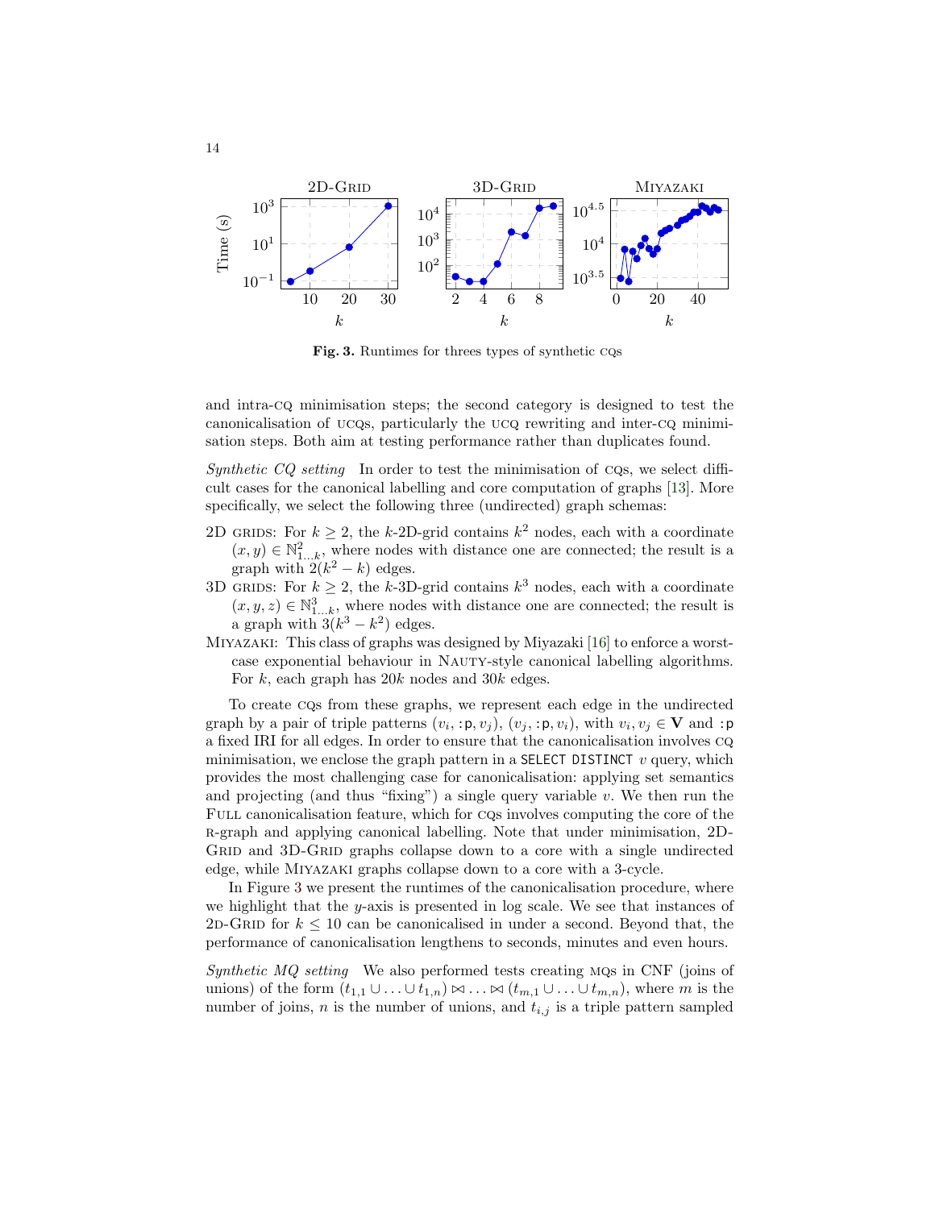Fig. 3. Runtimes for threes types of synthetic CQs

and intra-CQ minimisation steps; the second category is designed to test the canonicalisation of UCQs, particularly the UCQ rewriting and inter-CQ minimisation steps. Both aim at testing performance rather than duplicates found.

*Synthetic CQ setting* In order to test the minimisation of CQs, we select difficult cases for the canonical labelling and core computation of graphs [13]. More specifically, we select the following three (undirected) graph schemas:

- 2D GRIDS: For $k \geq 2$, the $k$-2D-grid contains $k^2$ nodes, each with a coordinate $(x, y) \in \mathbb{N}^2_{1...k}$, where nodes with distance one are connected; the result is a graph with $2(k^2 - k)$ edges.
- 3D GRIDS: For $k \geq 2$, the $k$-3D-grid contains $k^3$ nodes, each with a coordinate $(x, y, z) \in \mathbb{N}^3_{1...k}$, where nodes with distance one are connected; the result is a graph with $3(k^3 - k^2)$ edges.
- MIYAZAKI: This class of graphs was designed by Miyazaki [16] to enforce a worst-case exponential behaviour in NAUTY-style canonical labelling algorithms. For $k$, each graph has $20k$ nodes and $30k$ edges.

To create CQs from these graphs, we represent each edge in the undirected graph by a pair of triple patterns $(v_i, \texttt{:p}, v_j)$, $(v_j, \texttt{:p}, v_i)$, with $v_i, v_j \in \mathbf{V}$ and `:p` a fixed IRI for all edges. In order to ensure that the canonicalisation involves CQ minimisation, we enclose the graph pattern in a `SELECT DISTINCT` $v$ query, which provides the most challenging case for canonicalisation: applying set semantics and projecting (and thus "fixing") a single query variable $v$. We then run the FULL canonicalisation feature, which for CQs involves computing the core of the R-graph and applying canonical labelling. Note that under minimisation, 2D-GRID and 3D-GRID graphs collapse down to a core with a single undirected edge, while MIYAZAKI graphs collapse down to a core with a 3-cycle.

In Figure 3 we present the runtimes of the canonicalisation procedure, where we highlight that the $y$-axis is presented in log scale. We see that instances of 2D-GRID for $k \leq 10$ can be canonicalised in under a second. Beyond that, the performance of canonicalisation lengthens to seconds, minutes and even hours.

*Synthetic MQ setting* We also performed tests creating MQs in CNF (joins of unions) of the form $(t_{1,1} \cup \ldots \cup t_{1,n}) \bowtie \ldots \bowtie (t_{m,1} \cup \ldots \cup t_{m,n})$, where $m$ is the number of joins, $n$ is the number of unions, and $t_{i,j}$ is a triple pattern sampled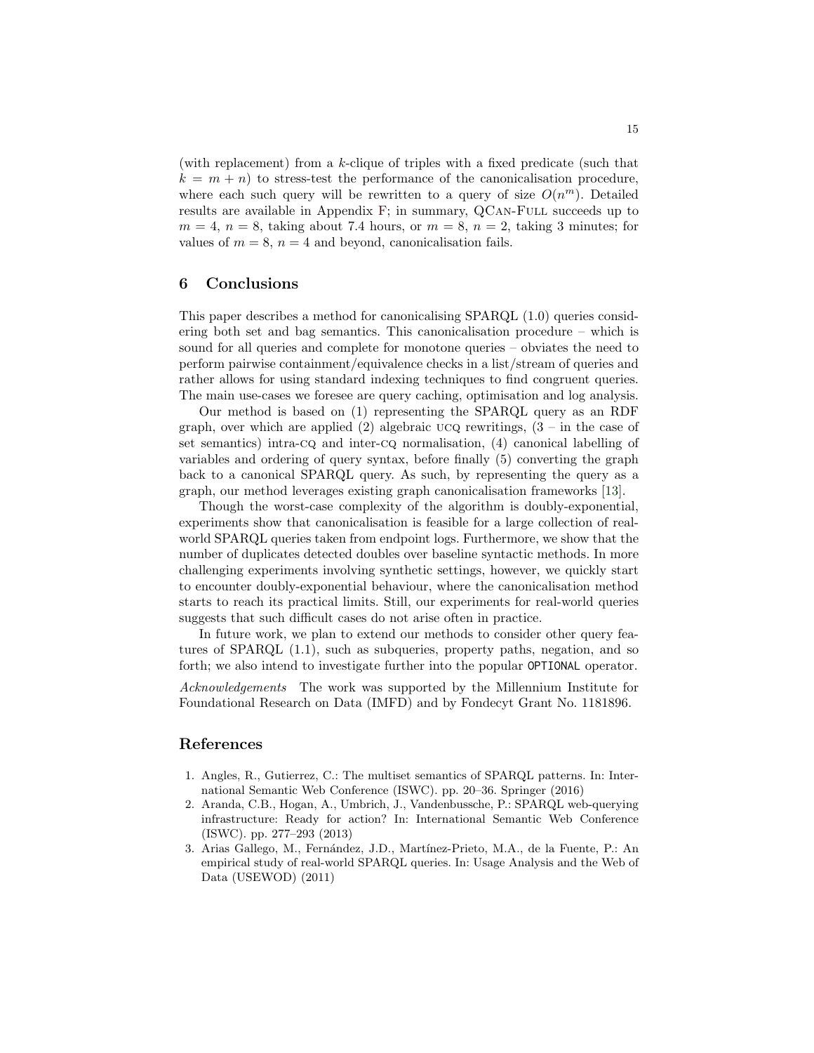(with replacement) from a $k$-clique of triples with a fixed predicate (such that $k = m + n$) to stress-test the performance of the canonicalisation procedure, where each such query will be rewritten to a query of size $O(n^m)$. Detailed results are available in Appendix F; in summary, QCan-Full succeeds up to $m = 4$, $n = 8$, taking about 7.4 hours, or $m = 8$, $n = 2$, taking 3 minutes; for values of $m = 8$, $n = 4$ and beyond, canonicalisation fails.

## 6 Conclusions

This paper describes a method for canonicalising SPARQL (1.0) queries considering both set and bag semantics. This canonicalisation procedure – which is sound for all queries and complete for monotone queries – obviates the need to perform pairwise containment/equivalence checks in a list/stream of queries and rather allows for using standard indexing techniques to find congruent queries. The main use-cases we foresee are query caching, optimisation and log analysis.

Our method is based on (1) representing the SPARQL query as an RDF graph, over which are applied (2) algebraic UCQ rewritings, (3 – in the case of set semantics) intra-CQ and inter-CQ normalisation, (4) canonical labelling of variables and ordering of query syntax, before finally (5) converting the graph back to a canonical SPARQL query. As such, by representing the query as a graph, our method leverages existing graph canonicalisation frameworks [13].

Though the worst-case complexity of the algorithm is doubly-exponential, experiments show that canonicalisation is feasible for a large collection of real-world SPARQL queries taken from endpoint logs. Furthermore, we show that the number of duplicates detected doubles over baseline syntactic methods. In more challenging experiments involving synthetic settings, however, we quickly start to encounter doubly-exponential behaviour, where the canonicalisation method starts to reach its practical limits. Still, our experiments for real-world queries suggests that such difficult cases do not arise often in practice.

In future work, we plan to extend our methods to consider other query features of SPARQL (1.1), such as subqueries, property paths, negation, and so forth; we also intend to investigate further into the popular `OPTIONAL` operator.

*Acknowledgements* The work was supported by the Millennium Institute for Foundational Research on Data (IMFD) and by Fondecyt Grant No. 1181896.

## References

1. Angles, R., Gutierrez, C.: The multiset semantics of SPARQL patterns. In: International Semantic Web Conference (ISWC). pp. 20–36. Springer (2016)
2. Aranda, C.B., Hogan, A., Umbrich, J., Vandenbussche, P.: SPARQL web-querying infrastructure: Ready for action? In: International Semantic Web Conference (ISWC). pp. 277–293 (2013)
3. Arias Gallego, M., Fernández, J.D., Martínez-Prieto, M.A., de la Fuente, P.: An empirical study of real-world SPARQL queries. In: Usage Analysis and the Web of Data (USEWOD) (2011)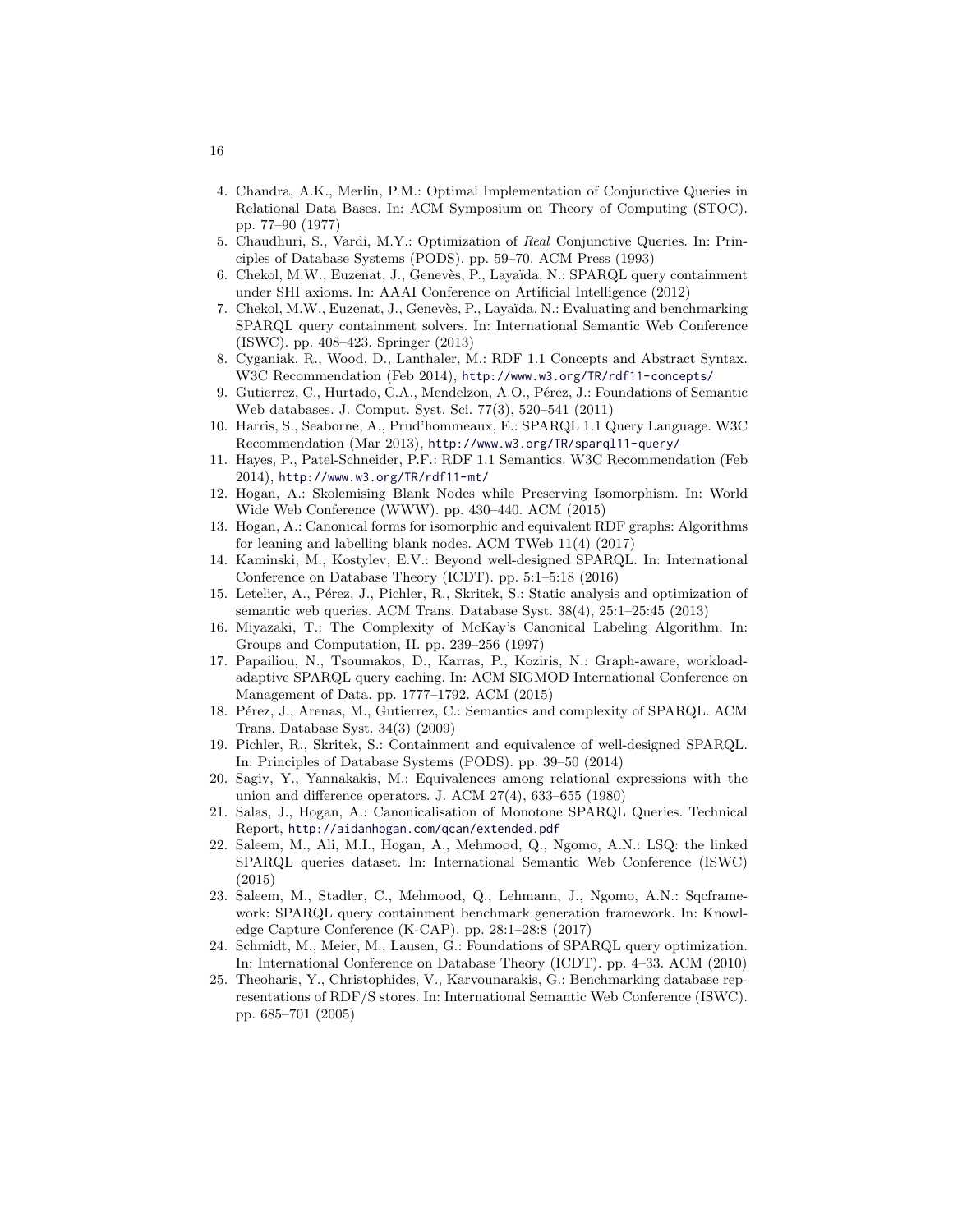4. Chandra, A.K., Merlin, P.M.: Optimal Implementation of Conjunctive Queries in Relational Data Bases. In: ACM Symposium on Theory of Computing (STOC). pp. 77–90 (1977)
5. Chaudhuri, S., Vardi, M.Y.: Optimization of *Real* Conjunctive Queries. In: Principles of Database Systems (PODS). pp. 59–70. ACM Press (1993)
6. Chekol, M.W., Euzenat, J., Genevès, P., Layaïda, N.: SPARQL query containment under SHI axioms. In: AAAI Conference on Artificial Intelligence (2012)
7. Chekol, M.W., Euzenat, J., Genevès, P., Layaïda, N.: Evaluating and benchmarking SPARQL query containment solvers. In: International Semantic Web Conference (ISWC). pp. 408–423. Springer (2013)
8. Cyganiak, R., Wood, D., Lanthaler, M.: RDF 1.1 Concepts and Abstract Syntax. W3C Recommendation (Feb 2014), http://www.w3.org/TR/rdf11-concepts/
9. Gutierrez, C., Hurtado, C.A., Mendelzon, A.O., Pérez, J.: Foundations of Semantic Web databases. J. Comput. Syst. Sci. 77(3), 520–541 (2011)
10. Harris, S., Seaborne, A., Prud'hommeaux, E.: SPARQL 1.1 Query Language. W3C Recommendation (Mar 2013), http://www.w3.org/TR/sparql11-query/
11. Hayes, P., Patel-Schneider, P.F.: RDF 1.1 Semantics. W3C Recommendation (Feb 2014), http://www.w3.org/TR/rdf11-mt/
12. Hogan, A.: Skolemising Blank Nodes while Preserving Isomorphism. In: World Wide Web Conference (WWW). pp. 430–440. ACM (2015)
13. Hogan, A.: Canonical forms for isomorphic and equivalent RDF graphs: Algorithms for leaning and labelling blank nodes. ACM TWeb 11(4) (2017)
14. Kaminski, M., Kostylev, E.V.: Beyond well-designed SPARQL. In: International Conference on Database Theory (ICDT). pp. 5:1–5:18 (2016)
15. Letelier, A., Pérez, J., Pichler, R., Skritek, S.: Static analysis and optimization of semantic web queries. ACM Trans. Database Syst. 38(4), 25:1–25:45 (2013)
16. Miyazaki, T.: The Complexity of McKay's Canonical Labeling Algorithm. In: Groups and Computation, II. pp. 239–256 (1997)
17. Papailiou, N., Tsoumakos, D., Karras, P., Koziris, N.: Graph-aware, workload-adaptive SPARQL query caching. In: ACM SIGMOD International Conference on Management of Data. pp. 1777–1792. ACM (2015)
18. Pérez, J., Arenas, M., Gutierrez, C.: Semantics and complexity of SPARQL. ACM Trans. Database Syst. 34(3) (2009)
19. Pichler, R., Skritek, S.: Containment and equivalence of well-designed SPARQL. In: Principles of Database Systems (PODS). pp. 39–50 (2014)
20. Sagiv, Y., Yannakakis, M.: Equivalences among relational expressions with the union and difference operators. J. ACM 27(4), 633–655 (1980)
21. Salas, J., Hogan, A.: Canonicalisation of Monotone SPARQL Queries. Technical Report, http://aidanhogan.com/qcan/extended.pdf
22. Saleem, M., Ali, M.I., Hogan, A., Mehmood, Q., Ngomo, A.N.: LSQ: the linked SPARQL queries dataset. In: International Semantic Web Conference (ISWC) (2015)
23. Saleem, M., Stadler, C., Mehmood, Q., Lehmann, J., Ngomo, A.N.: Sqcframework: SPARQL query containment benchmark generation framework. In: Knowledge Capture Conference (K-CAP). pp. 28:1–28:8 (2017)
24. Schmidt, M., Meier, M., Lausen, G.: Foundations of SPARQL query optimization. In: International Conference on Database Theory (ICDT). pp. 4–33. ACM (2010)
25. Theoharis, Y., Christophides, V., Karvounarakis, G.: Benchmarking database representations of RDF/S stores. In: International Semantic Web Conference (ISWC). pp. 685–701 (2005)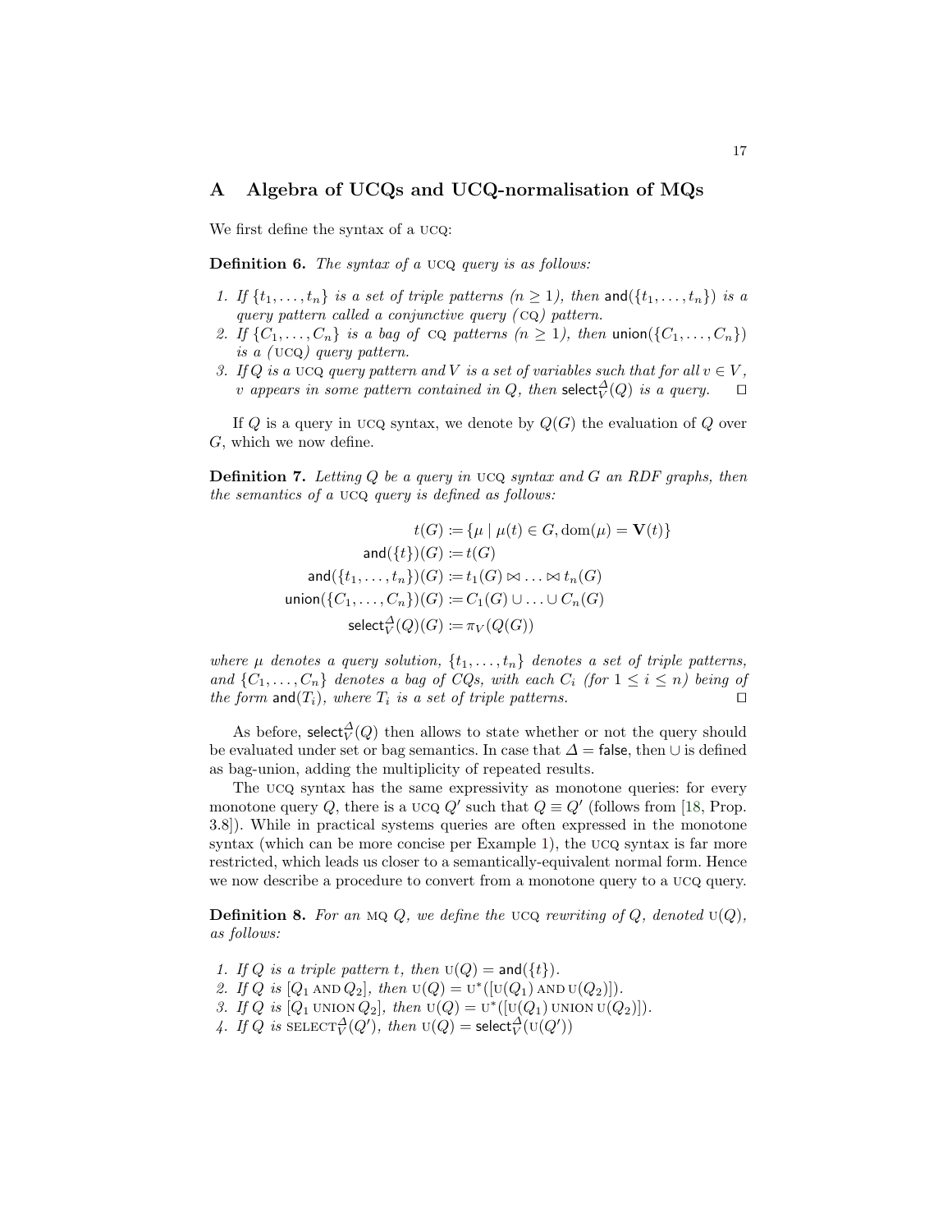## A Algebra of UCQs and UCQ-normalisation of MQs

We first define the syntax of a UCQ:

**Definition 6.** *The syntax of a* UCQ *query is as follows:*

1. *If $\{t_1, \ldots, t_n\}$ is a set of triple patterns ($n \geq 1$), then $\mathsf{and}(\{t_1, \ldots, t_n\})$ is a query pattern called a conjunctive query (*CQ*) pattern.*
2. *If $\{C_1, \ldots, C_n\}$ is a bag of* CQ *patterns ($n \geq 1$), then $\mathsf{union}(\{C_1, \ldots, C_n\})$ is a (*UCQ*) query pattern.*
3. *If $Q$ is a* UCQ *query pattern and $V$ is a set of variables such that for all $v \in V$, $v$ appears in some pattern contained in $Q$, then $\mathsf{select}_V^{\Delta}(Q)$ is a query.* □

If $Q$ is a query in UCQ syntax, we denote by $Q(G)$ the evaluation of $Q$ over $G$, which we now define.

**Definition 7.** *Letting $Q$ be a query in* UCQ *syntax and $G$ an RDF graphs, then the semantics of a* UCQ *query is defined as follows:*

$$
\begin{aligned}
t(G) &\coloneqq \{\mu \mid \mu(t) \in G, \mathrm{dom}(\mu) = \mathbf{V}(t)\} \\
\mathsf{and}(\{t\})(G) &\coloneqq t(G) \\
\mathsf{and}(\{t_1, \ldots, t_n\})(G) &\coloneqq t_1(G) \bowtie \ldots \bowtie t_n(G) \\
\mathsf{union}(\{C_1, \ldots, C_n\})(G) &\coloneqq C_1(G) \cup \ldots \cup C_n(G) \\
\mathsf{select}_V^{\Delta}(Q)(G) &\coloneqq \pi_V(Q(G))
\end{aligned}
$$

*where $\mu$ denotes a query solution, $\{t_1, \ldots, t_n\}$ denotes a set of triple patterns, and $\{C_1, \ldots, C_n\}$ denotes a bag of CQs, with each $C_i$ (for $1 \leq i \leq n$) being of the form $\mathsf{and}(T_i)$, where $T_i$ is a set of triple patterns.* □

As before, $\mathsf{select}_V^{\Delta}(Q)$ then allows to state whether or not the query should be evaluated under set or bag semantics. In case that $\Delta = \mathsf{false}$, then $\cup$ is defined as bag-union, adding the multiplicity of repeated results.

The UCQ syntax has the same expressivity as monotone queries: for every monotone query $Q$, there is a UCQ $Q'$ such that $Q \equiv Q'$ (follows from [18, Prop. 3.8]). While in practical systems queries are often expressed in the monotone syntax (which can be more concise per Example 1), the UCQ syntax is far more restricted, which leads us closer to a semantically-equivalent normal form. Hence we now describe a procedure to convert from a monotone query to a UCQ query.

**Definition 8.** *For an* MQ *$Q$, we define the* UCQ *rewriting of $Q$, denoted $\mathrm{U}(Q)$, as follows:*

1. *If $Q$ is a triple pattern $t$, then $\mathrm{U}(Q) = \mathsf{and}(\{t\})$.*
2. *If $Q$ is $[Q_1 \text{ AND } Q_2]$, then $\mathrm{U}(Q) = \mathrm{U}^*([\mathrm{U}(Q_1) \text{ AND } \mathrm{U}(Q_2)])$.*
3. *If $Q$ is $[Q_1 \text{ UNION } Q_2]$, then $\mathrm{U}(Q) = \mathrm{U}^*([\mathrm{U}(Q_1) \text{ UNION } \mathrm{U}(Q_2)])$.*
4. *If $Q$ is $\text{SELECT}_V^{\Delta}(Q')$, then $\mathrm{U}(Q) = \mathsf{select}_V^{\Delta}(\mathrm{U}(Q'))$*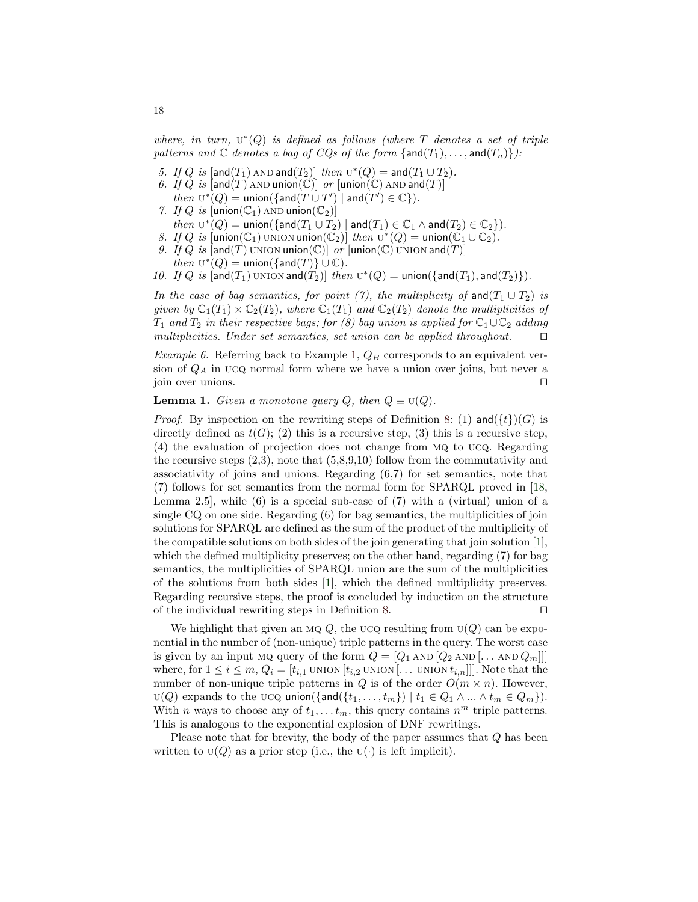*where, in turn,* $\text{U}^*(Q)$ *is defined as follows (where* $T$ *denotes a set of triple patterns and* $\mathbb{C}$ *denotes a bag of CQs of the form* $\{\mathsf{and}(T_1), \ldots, \mathsf{and}(T_n)\}$*):*

5. *If* $Q$ *is* $[\mathsf{and}(T_1)\ \text{AND}\ \mathsf{and}(T_2)]$ *then* $\text{U}^*(Q) = \mathsf{and}(T_1 \cup T_2)$.
6. *If* $Q$ *is* $[\mathsf{and}(T)\ \text{AND}\ \mathsf{union}(\mathbb{C})]$ *or* $[\mathsf{union}(\mathbb{C})\ \text{AND}\ \mathsf{and}(T)]$ *then* $\text{U}^*(Q) = \mathsf{union}(\{\mathsf{and}(T \cup T') \mid \mathsf{and}(T') \in \mathbb{C}\})$.
7. *If* $Q$ *is* $[\mathsf{union}(\mathbb{C}_1)\ \text{AND}\ \mathsf{union}(\mathbb{C}_2)]$ *then* $\text{U}^*(Q) = \mathsf{union}(\{\mathsf{and}(T_1 \cup T_2) \mid \mathsf{and}(T_1) \in \mathbb{C}_1 \wedge \mathsf{and}(T_2) \in \mathbb{C}_2\})$.
8. *If* $Q$ *is* $[\mathsf{union}(\mathbb{C}_1)\ \text{UNION}\ \mathsf{union}(\mathbb{C}_2)]$ *then* $\text{U}^*(Q) = \mathsf{union}(\mathbb{C}_1 \cup \mathbb{C}_2)$.
9. *If* $Q$ *is* $[\mathsf{and}(T)\ \text{UNION}\ \mathsf{union}(\mathbb{C})]$ *or* $[\mathsf{union}(\mathbb{C})\ \text{UNION}\ \mathsf{and}(T)]$ *then* $\text{U}^*(Q) = \mathsf{union}(\{\mathsf{and}(T)\} \cup \mathbb{C})$.
10. *If* $Q$ *is* $[\mathsf{and}(T_1)\ \text{UNION}\ \mathsf{and}(T_2)]$ *then* $\text{U}^*(Q) = \mathsf{union}(\{\mathsf{and}(T_1), \mathsf{and}(T_2)\})$.

*In the case of bag semantics, for point (7), the multiplicity of* $\mathsf{and}(T_1 \cup T_2)$ *is given by* $\mathbb{C}_1(T_1) \times \mathbb{C}_2(T_2)$*, where* $\mathbb{C}_1(T_1)$ *and* $\mathbb{C}_2(T_2)$ *denote the multiplicities of* $T_1$ *and* $T_2$ *in their respective bags; for (8) bag union is applied for* $\mathbb{C}_1 \cup \mathbb{C}_2$ *adding multiplicities. Under set semantics, set union can be applied throughout.* ◻

*Example 6.* Referring back to Example 1, $Q_B$ corresponds to an equivalent version of $Q_A$ in UCQ normal form where we have a union over joins, but never a join over unions. ◻

**Lemma 1.** *Given a monotone query* $Q$*, then* $Q \equiv \text{U}(Q)$*.*

*Proof.* By inspection on the rewriting steps of Definition 8: (1) $\mathsf{and}(\{t\})(G)$ is directly defined as $t(G)$; (2) this is a recursive step, (3) this is a recursive step, (4) the evaluation of projection does not change from MQ to UCQ. Regarding the recursive steps (2,3), note that (5,8,9,10) follow from the commutativity and associativity of joins and unions. Regarding (6,7) for set semantics, note that (7) follows for set semantics from the normal form for SPARQL proved in [18, Lemma 2.5], while (6) is a special sub-case of (7) with a (virtual) union of a single CQ on one side. Regarding (6) for bag semantics, the multiplicities of join solutions for SPARQL are defined as the sum of the product of the multiplicity of the compatible solutions on both sides of the join generating that join solution [1], which the defined multiplicity preserves; on the other hand, regarding (7) for bag semantics, the multiplicities of SPARQL union are the sum of the multiplicities of the solutions from both sides [1], which the defined multiplicity preserves. Regarding recursive steps, the proof is concluded by induction on the structure of the individual rewriting steps in Definition 8. ◻

We highlight that given an MQ $Q$, the UCQ resulting from $\text{U}(Q)$ can be exponential in the number of (non-unique) triple patterns in the query. The worst case is given by an input MQ query of the form $Q = [Q_1\ \text{AND}\ [Q_2\ \text{AND}\ [\ldots\ \text{AND}\ Q_m]]]$ where, for $1 \leq i \leq m$, $Q_i = [t_{i,1}\ \text{UNION}\ [t_{i,2}\ \text{UNION}\ [\ldots\ \text{UNION}\ t_{i,n}]]]$. Note that the number of non-unique triple patterns in $Q$ is of the order $O(m \times n)$. However, $\text{U}(Q)$ expands to the UCQ $\mathsf{union}(\{\mathsf{and}(\{t_1, \ldots, t_m\}) \mid t_1 \in Q_1 \wedge \ldots \wedge t_m \in Q_m\})$. With $n$ ways to choose any of $t_1, \ldots t_m$, this query contains $n^m$ triple patterns. This is analogous to the exponential explosion of DNF rewritings.

Please note that for brevity, the body of the paper assumes that $Q$ has been written to $\text{U}(Q)$ as a prior step (i.e., the $\text{U}(\cdot)$ is left implicit).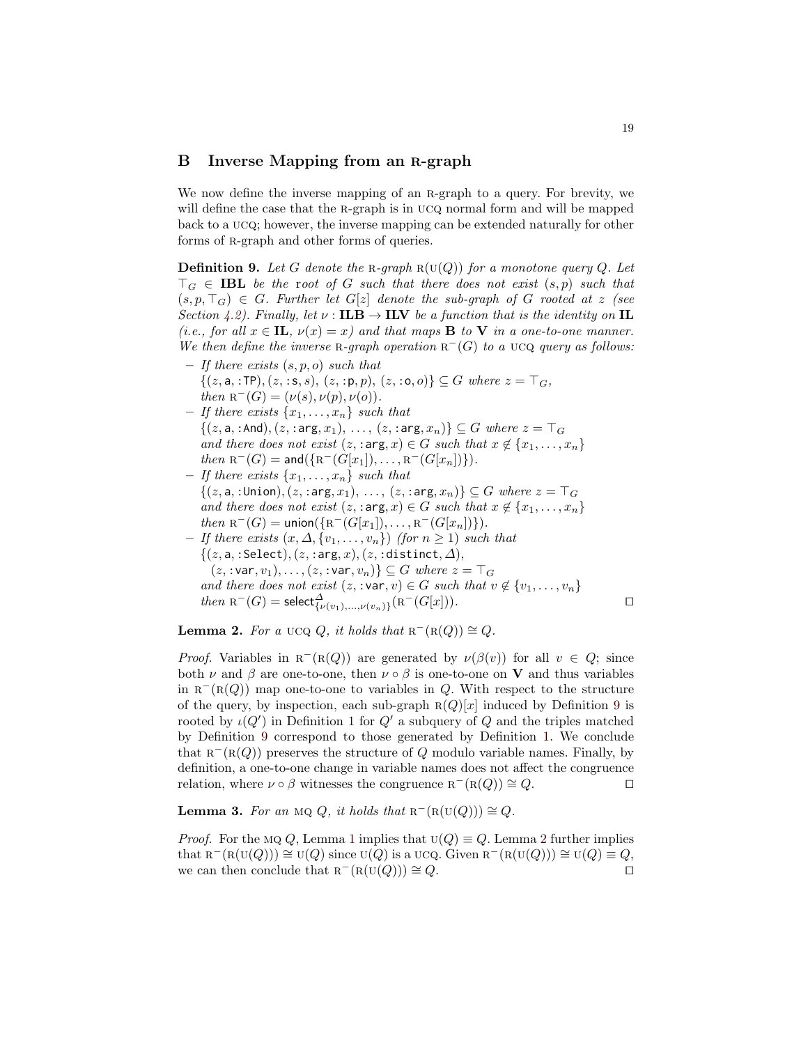## B Inverse Mapping from an R-graph

We now define the inverse mapping of an R-graph to a query. For brevity, we will define the case that the R-graph is in UCQ normal form and will be mapped back to a UCQ; however, the inverse mapping can be extended naturally for other forms of R-graph and other forms of queries.

**Definition 9.** *Let $G$ denote the* R*-graph* $\mathrm{R}(\mathrm{U}(Q))$ *for a monotone query $Q$. Let $\top_G \in \mathbf{IBL}$ be the* root *of $G$ such that there does not exist $(s, p)$ such that $(s, p, \top_G) \in G$. Further let $G[z]$ denote the sub-graph of $G$ rooted at $z$ (see Section 4.2). Finally, let $\nu : \mathbf{ILB} \to \mathbf{ILV}$ be a function that is the identity on $\mathbf{IL}$ (i.e., for all $x \in \mathbf{IL}$, $\nu(x) = x$) and that maps $\mathbf{B}$ to $\mathbf{V}$ in a one-to-one manner. We then define the inverse* R*-graph operation* $\mathrm{R}^-(G)$ *to a* UCQ *query as follows:*

- *If there exists $(s, p, o)$ such that* $\{(z, \mathsf{a}, \mathtt{:TP}), (z, \mathtt{:s}, s), (z, \mathtt{:p}, p), (z, \mathtt{:o}, o)\} \subseteq G$ *where* $z = \top_G$, *then* $\mathrm{R}^-(G) = (\nu(s), \nu(p), \nu(o))$.
- *If there exists $\{x_1, \ldots, x_n\}$ such that* $\{(z, \mathsf{a}, \mathtt{:And}), (z, \mathtt{:arg}, x_1), \ldots, (z, \mathtt{:arg}, x_n)\} \subseteq G$ *where* $z = \top_G$ *and there does not exist* $(z, \mathtt{:arg}, x) \in G$ *such that* $x \notin \{x_1, \ldots, x_n\}$ *then* $\mathrm{R}^-(G) = \mathsf{and}(\{\mathrm{R}^-(G[x_1]), \ldots, \mathrm{R}^-(G[x_n])\})$.
- *If there exists $\{x_1, \ldots, x_n\}$ such that* $\{(z, \mathsf{a}, \mathtt{:Union}), (z, \mathtt{:arg}, x_1), \ldots, (z, \mathtt{:arg}, x_n)\} \subseteq G$ *where* $z = \top_G$ *and there does not exist* $(z, \mathtt{:arg}, x) \in G$ *such that* $x \notin \{x_1, \ldots, x_n\}$ *then* $\mathrm{R}^-(G) = \mathsf{union}(\{\mathrm{R}^-(G[x_1]), \ldots, \mathrm{R}^-(G[x_n])\})$.
- *If there exists $(x, \Delta, \{v_1, \ldots, v_n\})$ (for $n \geq 1$) such that* $\{(z, \mathsf{a}, \mathtt{:Select}), (z, \mathtt{:arg}, x), (z, \mathtt{:distinct}, \Delta), (z, \mathtt{:var}, v_1), \ldots, (z, \mathtt{:var}, v_n)\} \subseteq G$ *where* $z = \top_G$ *and there does not exist* $(z, \mathtt{:var}, v) \in G$ *such that* $v \notin \{v_1, \ldots, v_n\}$ *then* $\mathrm{R}^-(G) = \mathsf{select}^{\Delta}_{\{\nu(v_1), \ldots, \nu(v_n)\}}(\mathrm{R}^-(G[x]))$. □

**Lemma 2.** *For a* UCQ *$Q$, it holds that* $\mathrm{R}^-(\mathrm{R}(Q)) \cong Q$.

*Proof.* Variables in $\mathrm{R}^-(\mathrm{R}(Q))$ are generated by $\nu(\beta(v))$ for all $v \in Q$; since both $\nu$ and $\beta$ are one-to-one, then $\nu \circ \beta$ is one-to-one on $\mathbf{V}$ and thus variables in $\mathrm{R}^-(\mathrm{R}(Q))$ map one-to-one to variables in $Q$. With respect to the structure of the query, by inspection, each sub-graph $\mathrm{R}(Q)[x]$ induced by Definition 9 is rooted by $\iota(Q')$ in Definition 1 for $Q'$ a subquery of $Q$ and the triples matched by Definition 9 correspond to those generated by Definition 1. We conclude that $\mathrm{R}^-(\mathrm{R}(Q))$ preserves the structure of $Q$ modulo variable names. Finally, by definition, a one-to-one change in variable names does not affect the congruence relation, where $\nu \circ \beta$ witnesses the congruence $\mathrm{R}^-(\mathrm{R}(Q)) \cong Q$. □

**Lemma 3.** *For an* MQ *$Q$, it holds that* $\mathrm{R}^-(\mathrm{R}(\mathrm{U}(Q))) \cong Q$.

*Proof.* For the MQ $Q$, Lemma 1 implies that $\mathrm{U}(Q) \equiv Q$. Lemma 2 further implies that $\mathrm{R}^-(\mathrm{R}(\mathrm{U}(Q))) \cong \mathrm{U}(Q)$ since $\mathrm{U}(Q)$ is a UCQ. Given $\mathrm{R}^-(\mathrm{R}(\mathrm{U}(Q))) \cong \mathrm{U}(Q) \equiv Q$, we can then conclude that $\mathrm{R}^-(\mathrm{R}(\mathrm{U}(Q))) \cong Q$. □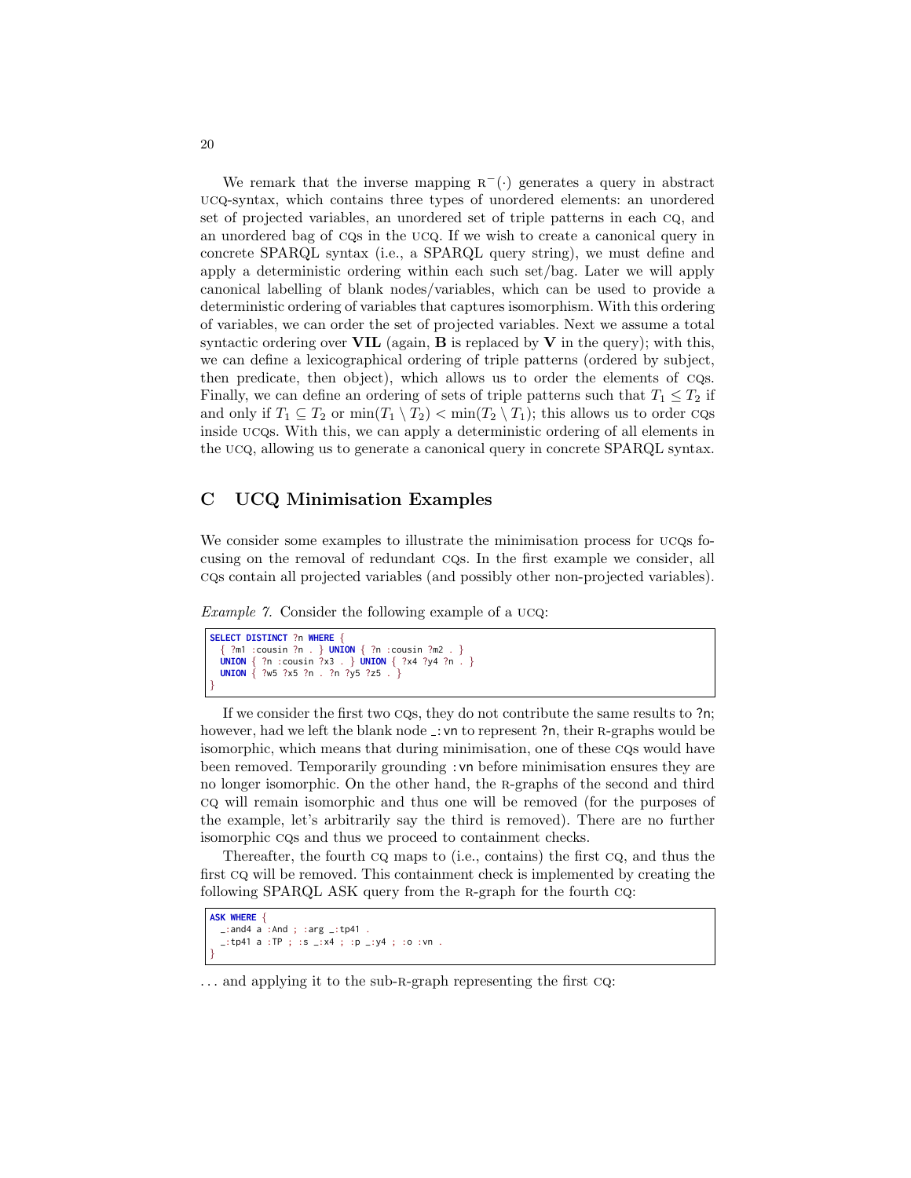We remark that the inverse mapping $\text{R}^{-}(\cdot)$ generates a query in abstract UCQ-syntax, which contains three types of unordered elements: an unordered set of projected variables, an unordered set of triple patterns in each CQ, and an unordered bag of CQs in the UCQ. If we wish to create a canonical query in concrete SPARQL syntax (i.e., a SPARQL query string), we must define and apply a deterministic ordering within each such set/bag. Later we will apply canonical labelling of blank nodes/variables, which can be used to provide a deterministic ordering of variables that captures isomorphism. With this ordering of variables, we can order the set of projected variables. Next we assume a total syntactic ordering over **VIL** (again, **B** is replaced by **V** in the query); with this, we can define a lexicographical ordering of triple patterns (ordered by subject, then predicate, then object), which allows us to order the elements of CQs. Finally, we can define an ordering of sets of triple patterns such that $T_1 \leq T_2$ if and only if $T_1 \subseteq T_2$ or $\min(T_1 \setminus T_2) < \min(T_2 \setminus T_1)$; this allows us to order CQs inside UCQs. With this, we can apply a deterministic ordering of all elements in the UCQ, allowing us to generate a canonical query in concrete SPARQL syntax.

## C UCQ Minimisation Examples

We consider some examples to illustrate the minimisation process for UCQs focusing on the removal of redundant CQs. In the first example we consider, all CQs contain all projected variables (and possibly other non-projected variables).

*Example 7.* Consider the following example of a UCQ:

```
SELECT DISTINCT ?n WHERE {
  { ?m1 :cousin ?n . } UNION { ?n :cousin ?m2 . }
  UNION { ?n :cousin ?x3 . } UNION { ?x4 ?y4 ?n . }
  UNION { ?w5 ?x5 ?n . ?n ?y5 ?z5 . }
}
```

If we consider the first two CQs, they do not contribute the same results to ?n; however, had we left the blank node _:vn to represent ?n, their R-graphs would be isomorphic, which means that during minimisation, one of these CQs would have been removed. Temporarily grounding :vn before minimisation ensures they are no longer isomorphic. On the other hand, the R-graphs of the second and third CQ will remain isomorphic and thus one will be removed (for the purposes of the example, let's arbitrarily say the third is removed). There are no further isomorphic CQs and thus we proceed to containment checks.

Thereafter, the fourth CQ maps to (i.e., contains) the first CQ, and thus the first CQ will be removed. This containment check is implemented by creating the following SPARQL ASK query from the R-graph for the fourth CQ:

```
ASK WHERE {
  _:and4 a :And ; :arg _:tp41 .
  _:tp41 a :TP ; :s _:x4 ; :p _:y4 ; :o :vn .
}
```

... and applying it to the sub-R-graph representing the first CQ: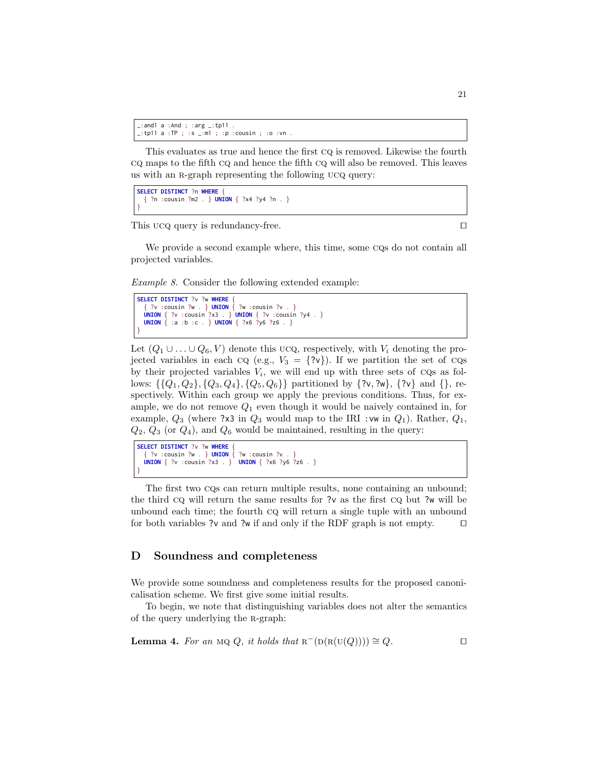```
_:and1 a :And ; :arg _:tp11 .
_:tp11 a :TP ; :s _:m1 ; :p :cousin ; :o :vn .
```

This evaluates as true and hence the first CQ is removed. Likewise the fourth CQ maps to the fifth CQ and hence the fifth CQ will also be removed. This leaves us with an R-graph representing the following UCQ query:

```
SELECT DISTINCT ?n WHERE {
  { ?n :cousin ?m2 . } UNION { ?x4 ?y4 ?n . }
}
```

This UCQ query is redundancy-free. □

We provide a second example where, this time, some CQs do not contain all projected variables.

*Example 8.* Consider the following extended example:

```
SELECT DISTINCT ?v ?w WHERE {
  { ?v :cousin ?w . } UNION { ?w :cousin ?v . }
  UNION { ?v :cousin ?x3 . } UNION { ?v :cousin ?y4 . }
  UNION { :a :b :c . } UNION { ?x6 ?y6 ?z6 . }
}
```

Let $(Q_1 \cup \ldots \cup Q_6, V)$ denote this UCQ, respectively, with $V_i$ denoting the projected variables in each CQ (e.g., $V_3 = \{$?v$\}$). If we partition the set of CQs by their projected variables $V_i$, we will end up with three sets of CQs as follows: $\{\{Q_1, Q_2\}, \{Q_3, Q_4\}, \{Q_5, Q_6\}\}$ partitioned by $\{$?v, ?w$\}$, $\{$?v$\}$ and $\{\}$, respectively. Within each group we apply the previous conditions. Thus, for example, we do not remove $Q_1$ even though it would be naively contained in, for example, $Q_3$ (where ?x3 in $Q_3$ would map to the IRI :vw in $Q_1$). Rather, $Q_1$, $Q_2$, $Q_3$ (or $Q_4$), and $Q_6$ would be maintained, resulting in the query:

```
SELECT DISTINCT ?v ?w WHERE {
  { ?v :cousin ?w . } UNION { ?w :cousin ?v . }
  UNION { ?v :cousin ?x3 . }  UNION { ?x6 ?y6 ?z6 . }
}
```

The first two CQs can return multiple results, none containing an unbound; the third CQ will return the same results for ?v as the first CQ but ?w will be unbound each time; the fourth CQ will return a single tuple with an unbound for both variables ?v and ?w if and only if the RDF graph is not empty. □

## D Soundness and completeness

We provide some soundness and completeness results for the proposed canonicalisation scheme. We first give some initial results.

To begin, we note that distinguishing variables does not alter the semantics of the query underlying the R-graph:

**Lemma 4.** *For an MQ $Q$, it holds that $\text{R}^{-}(\text{D}(\text{R}(\text{U}(Q)))) \cong Q$.* □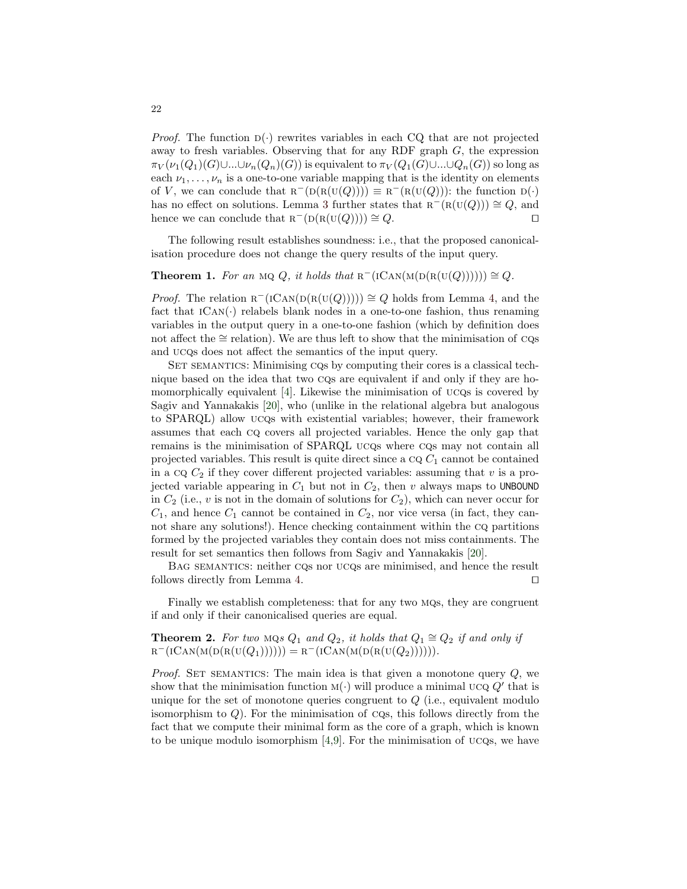*Proof.* The function $\text{D}(\cdot)$ rewrites variables in each CQ that are not projected away to fresh variables. Observing that for any RDF graph $G$, the expression $\pi_V(\nu_1(Q_1)(G)\cup ... \cup \nu_n(Q_n)(G))$ is equivalent to $\pi_V(Q_1(G)\cup ... \cup Q_n(G))$ so long as each $\nu_1, \ldots, \nu_n$ is a one-to-one variable mapping that is the identity on elements of $V$, we can conclude that $\text{R}^{-}(\text{D}(\text{R}(\text{U}(Q)))) \equiv \text{R}^{-}(\text{R}(\text{U}(Q)))$: the function $\text{D}(\cdot)$ has no effect on solutions. Lemma 3 further states that $\text{R}^{-}(\text{R}(\text{U}(Q))) \cong Q$, and hence we can conclude that $\text{R}^{-}(\text{D}(\text{R}(\text{U}(Q)))) \cong Q$. ◻

The following result establishes soundness: i.e., that the proposed canonicalisation procedure does not change the query results of the input query.

**Theorem 1.** *For an* MQ $Q$*, it holds that* $\text{R}^{-}(\text{ICan}(\text{M}(\text{D}(\text{R}(\text{U}(Q)))))) \cong Q$.

*Proof.* The relation $\text{R}^{-}(\text{ICan}(\text{D}(\text{R}(\text{U}(Q))))) \cong Q$ holds from Lemma 4, and the fact that $\text{ICan}(\cdot)$ relabels blank nodes in a one-to-one fashion, thus renaming variables in the output query in a one-to-one fashion (which by definition does not affect the $\cong$ relation). We are thus left to show that the minimisation of CQs and UCQs does not affect the semantics of the input query.

Set semantics: Minimising CQs by computing their cores is a classical technique based on the idea that two CQs are equivalent if and only if they are homomorphically equivalent [4]. Likewise the minimisation of UCQs is covered by Sagiv and Yannakakis [20], who (unlike in the relational algebra but analogous to SPARQL) allow UCQs with existential variables; however, their framework assumes that each CQ covers all projected variables. Hence the only gap that remains is the minimisation of SPARQL UCQs where CQs may not contain all projected variables. This result is quite direct since a CQ $C_1$ cannot be contained in a CQ $C_2$ if they cover different projected variables: assuming that $v$ is a projected variable appearing in $C_1$ but not in $C_2$, then $v$ always maps to `UNBOUND` in $C_2$ (i.e., $v$ is not in the domain of solutions for $C_2$), which can never occur for $C_1$, and hence $C_1$ cannot be contained in $C_2$, nor vice versa (in fact, they cannot share any solutions!). Hence checking containment within the CQ partitions formed by the projected variables they contain does not miss containments. The result for set semantics then follows from Sagiv and Yannakakis [20].

Bag semantics: neither CQs nor UCQs are minimised, and hence the result follows directly from Lemma 4. ◻

Finally we establish completeness: that for any two MQs, they are congruent if and only if their canonicalised queries are equal.

**Theorem 2.** *For two* MQ*s* $Q_1$ *and* $Q_2$*, it holds that* $Q_1 \cong Q_2$ *if and only if* $\text{R}^{-}(\text{ICan}(\text{M}(\text{D}(\text{R}(\text{U}(Q_1)))))) = \text{R}^{-}(\text{ICan}(\text{M}(\text{D}(\text{R}(\text{U}(Q_2))))))$.

*Proof.* Set semantics: The main idea is that given a monotone query $Q$, we show that the minimisation function $\text{M}(\cdot)$ will produce a minimal UCQ $Q'$ that is unique for the set of monotone queries congruent to $Q$ (i.e., equivalent modulo isomorphism to $Q$). For the minimisation of CQs, this follows directly from the fact that we compute their minimal form as the core of a graph, which is known to be unique modulo isomorphism [4,9]. For the minimisation of UCQs, we have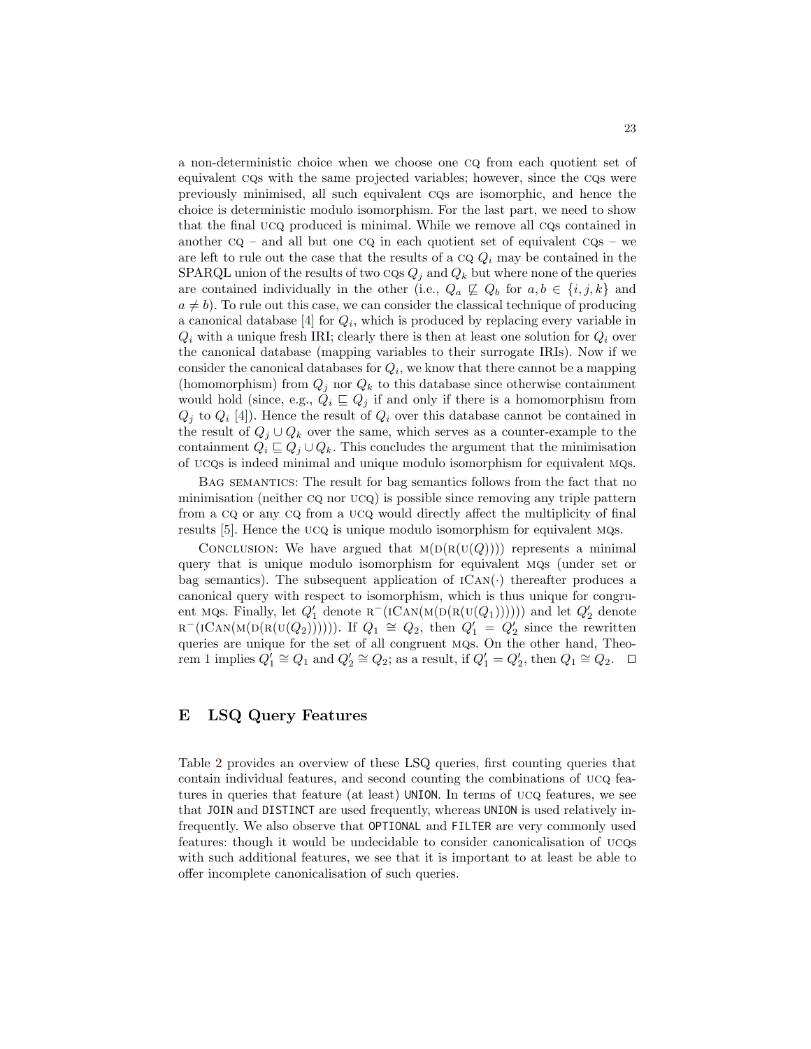a non-deterministic choice when we choose one CQ from each quotient set of equivalent CQs with the same projected variables; however, since the CQs were previously minimised, all such equivalent CQs are isomorphic, and hence the choice is deterministic modulo isomorphism. For the last part, we need to show that the final UCQ produced is minimal. While we remove all CQs contained in another CQ – and all but one CQ in each quotient set of equivalent CQs – we are left to rule out the case that the results of a CQ $Q_i$ may be contained in the SPARQL union of the results of two CQs $Q_j$ and $Q_k$ but where none of the queries are contained individually in the other (i.e., $Q_a \not\sqsubseteq Q_b$ for $a, b \in \{i, j, k\}$ and $a \neq b$). To rule out this case, we can consider the classical technique of producing a canonical database [4] for $Q_i$, which is produced by replacing every variable in $Q_i$ with a unique fresh IRI; clearly there is then at least one solution for $Q_i$ over the canonical database (mapping variables to their surrogate IRIs). Now if we consider the canonical databases for $Q_i$, we know that there cannot be a mapping (homomorphism) from $Q_j$ nor $Q_k$ to this database since otherwise containment would hold (since, e.g., $Q_i \sqsubseteq Q_j$ if and only if there is a homomorphism from $Q_j$ to $Q_i$ [4]). Hence the result of $Q_i$ over this database cannot be contained in the result of $Q_j \cup Q_k$ over the same, which serves as a counter-example to the containment $Q_i \sqsubseteq Q_j \cup Q_k$. This concludes the argument that the minimisation of UCQs is indeed minimal and unique modulo isomorphism for equivalent MQs.

Bag semantics: The result for bag semantics follows from the fact that no minimisation (neither CQ nor UCQ) is possible since removing any triple pattern from a CQ or any CQ from a UCQ would directly affect the multiplicity of final results [5]. Hence the UCQ is unique modulo isomorphism for equivalent MQs.

Conclusion: We have argued that $\mathrm{M}(\mathrm{D}(\mathrm{R}(\mathrm{U}(Q))))$ represents a minimal query that is unique modulo isomorphism for equivalent MQs (under set or bag semantics). The subsequent application of $\mathrm{ICan}(\cdot)$ thereafter produces a canonical query with respect to isomorphism, which is thus unique for congruent MQs. Finally, let $Q_1'$ denote $\mathrm{R}^-(\mathrm{ICan}(\mathrm{M}(\mathrm{D}(\mathrm{R}(\mathrm{U}(Q_1))))))$ and let $Q_2'$ denote $\mathrm{R}^-(\mathrm{ICan}(\mathrm{M}(\mathrm{D}(\mathrm{R}(\mathrm{U}(Q_2))))))$. If $Q_1 \cong Q_2$, then $Q_1' = Q_2'$ since the rewritten queries are unique for the set of all congruent MQs. On the other hand, Theorem 1 implies $Q_1' \cong Q_1$ and $Q_2' \cong Q_2$; as a result, if $Q_1' = Q_2'$, then $Q_1 \cong Q_2$. □

## E LSQ Query Features

Table 2 provides an overview of these LSQ queries, first counting queries that contain individual features, and second counting the combinations of UCQ features in queries that feature (at least) `UNION`. In terms of UCQ features, we see that `JOIN` and `DISTINCT` are used frequently, whereas `UNION` is used relatively infrequently. We also observe that `OPTIONAL` and `FILTER` are very commonly used features: though it would be undecidable to consider canonicalisation of UCQs with such additional features, we see that it is important to at least be able to offer incomplete canonicalisation of such queries.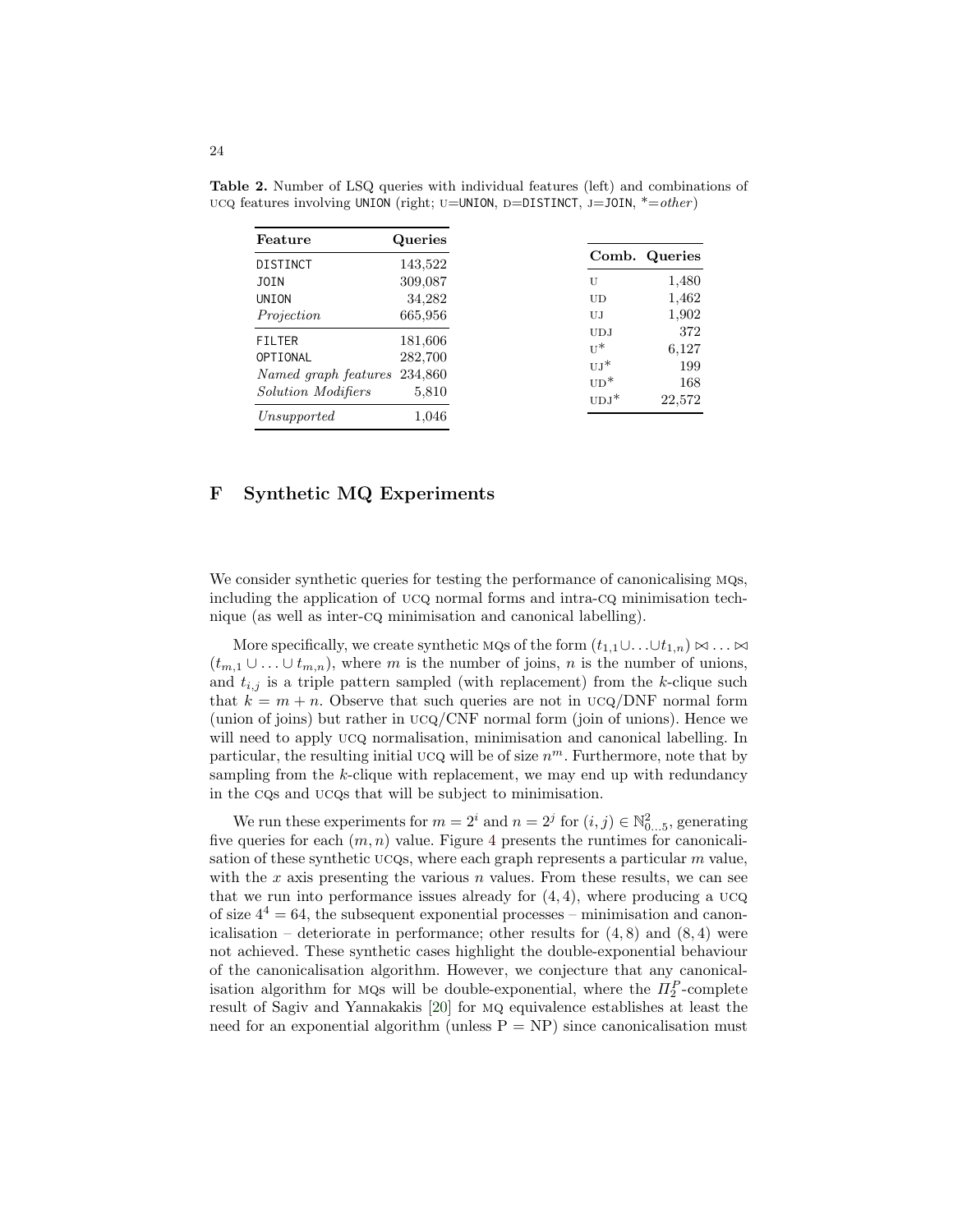**Table 2.** Number of LSQ queries with individual features (left) and combinations of UCQ features involving UNION (right; U=UNION, D=DISTINCT, J=JOIN, *=*other*)

| Feature | Queries |
|---|---|
| DISTINCT | 143,522 |
| JOIN | 309,087 |
| UNION | 34,282 |
| *Projection* | 665,956 |
| FILTER | 181,606 |
| OPTIONAL | 282,700 |
| *Named graph features* | 234,860 |
| *Solution Modifiers* | 5,810 |
| *Unsupported* | 1,046 |

| Comb. | Queries |
|---|---|
| U | 1,480 |
| UD | 1,462 |
| UJ | 1,902 |
| UDJ | 372 |
| U* | 6,127 |
| UJ* | 199 |
| UD* | 168 |
| UDJ* | 22,572 |

# F Synthetic MQ Experiments

We consider synthetic queries for testing the performance of canonicalising MQs, including the application of UCQ normal forms and intra-CQ minimisation technique (as well as inter-CQ minimisation and canonical labelling).

More specifically, we create synthetic MQs of the form $(t_{1,1} \cup \ldots \cup t_{1,n}) \bowtie \ldots \bowtie (t_{m,1} \cup \ldots \cup t_{m,n})$, where $m$ is the number of joins, $n$ is the number of unions, and $t_{i,j}$ is a triple pattern sampled (with replacement) from the $k$-clique such that $k = m + n$. Observe that such queries are not in UCQ/DNF normal form (union of joins) but rather in UCQ/CNF normal form (join of unions). Hence we will need to apply UCQ normalisation, minimisation and canonical labelling. In particular, the resulting initial UCQ will be of size $n^m$. Furthermore, note that by sampling from the $k$-clique with replacement, we may end up with redundancy in the CQs and UCQs that will be subject to minimisation.

We run these experiments for $m = 2^i$ and $n = 2^j$ for $(i, j) \in \mathbb{N}^2_{0\ldots5}$, generating five queries for each $(m, n)$ value. Figure 4 presents the runtimes for canonicalisation of these synthetic UCQs, where each graph represents a particular $m$ value, with the $x$ axis presenting the various $n$ values. From these results, we can see that we run into performance issues already for $(4, 4)$, where producing a UCQ of size $4^4 = 64$, the subsequent exponential processes – minimisation and canonicalisation – deteriorate in performance; other results for $(4, 8)$ and $(8, 4)$ were not achieved. These synthetic cases highlight the double-exponential behaviour of the canonicalisation algorithm. However, we conjecture that any canonicalisation algorithm for MQs will be double-exponential, where the $\Pi^P_2$-complete result of Sagiv and Yannakakis [20] for MQ equivalence establishes at least the need for an exponential algorithm (unless P = NP) since canonicalisation must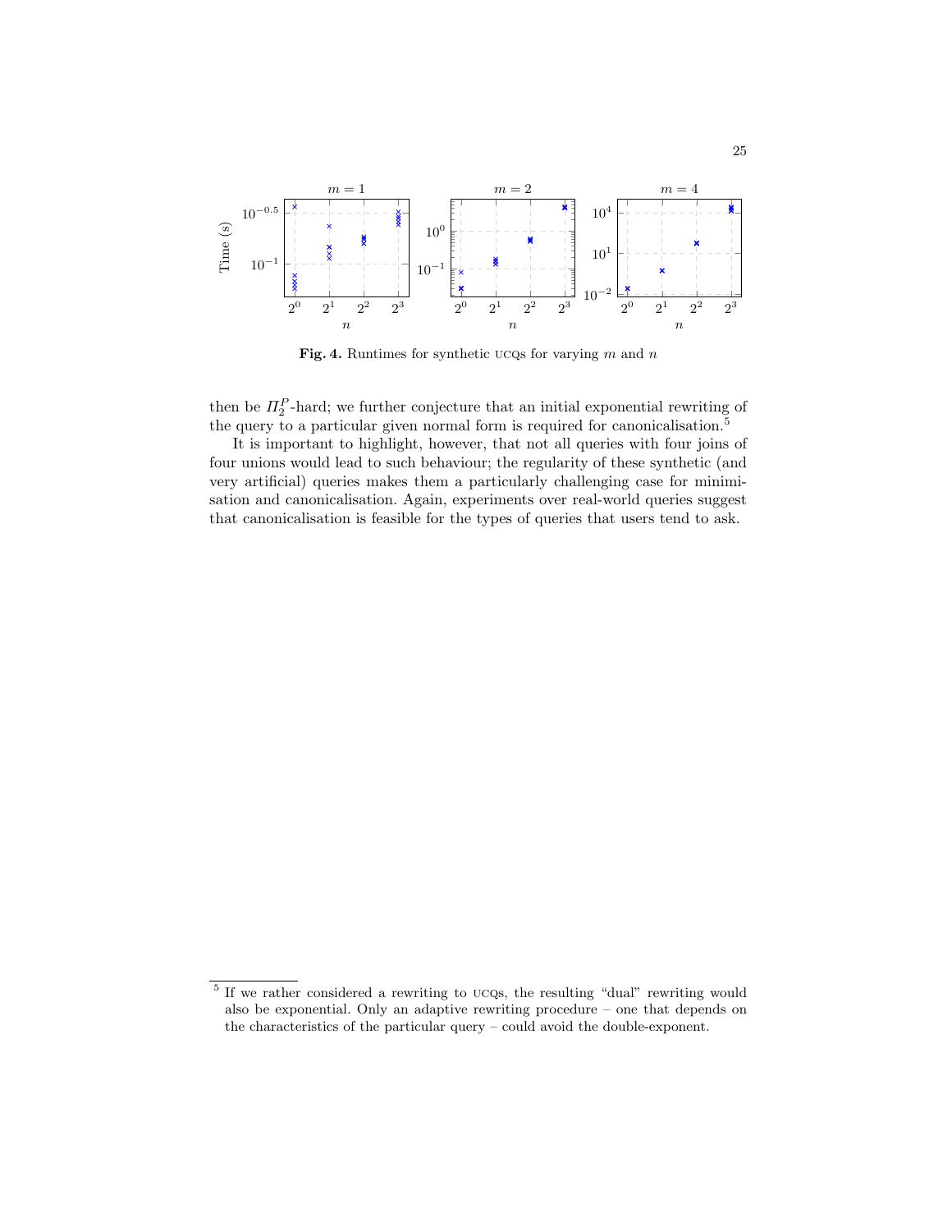$m = 1$

Time (s)

$10^{-0.5}$

$10^{-1}$

$2^0$ $2^1$ $2^2$ $2^3$

$n$

$m = 2$

$10^0$

$10^{-1}$

$2^0$ $2^1$ $2^2$ $2^3$

$n$

$m = 4$

$10^4$

$10^1$

$10^{-2}$

$2^0$ $2^1$ $2^2$ $2^3$

$n$

**Fig. 4.** Runtimes for synthetic UCQs for varying $m$ and $n$

then be $\Pi_2^P$-hard; we further conjecture that an initial exponential rewriting of the query to a particular given normal form is required for canonicalisation.[5]

It is important to highlight, however, that not all queries with four joins of four unions would lead to such behaviour; the regularity of these synthetic (and very artificial) queries makes them a particularly challenging case for minimisation and canonicalisation. Again, experiments over real-world queries suggest that canonicalisation is feasible for the types of queries that users tend to ask.

---

[5] If we rather considered a rewriting to UCQs, the resulting "dual" rewriting would also be exponential. Only an adaptive rewriting procedure – one that depends on the characteristics of the particular query – could avoid the double-exponent.